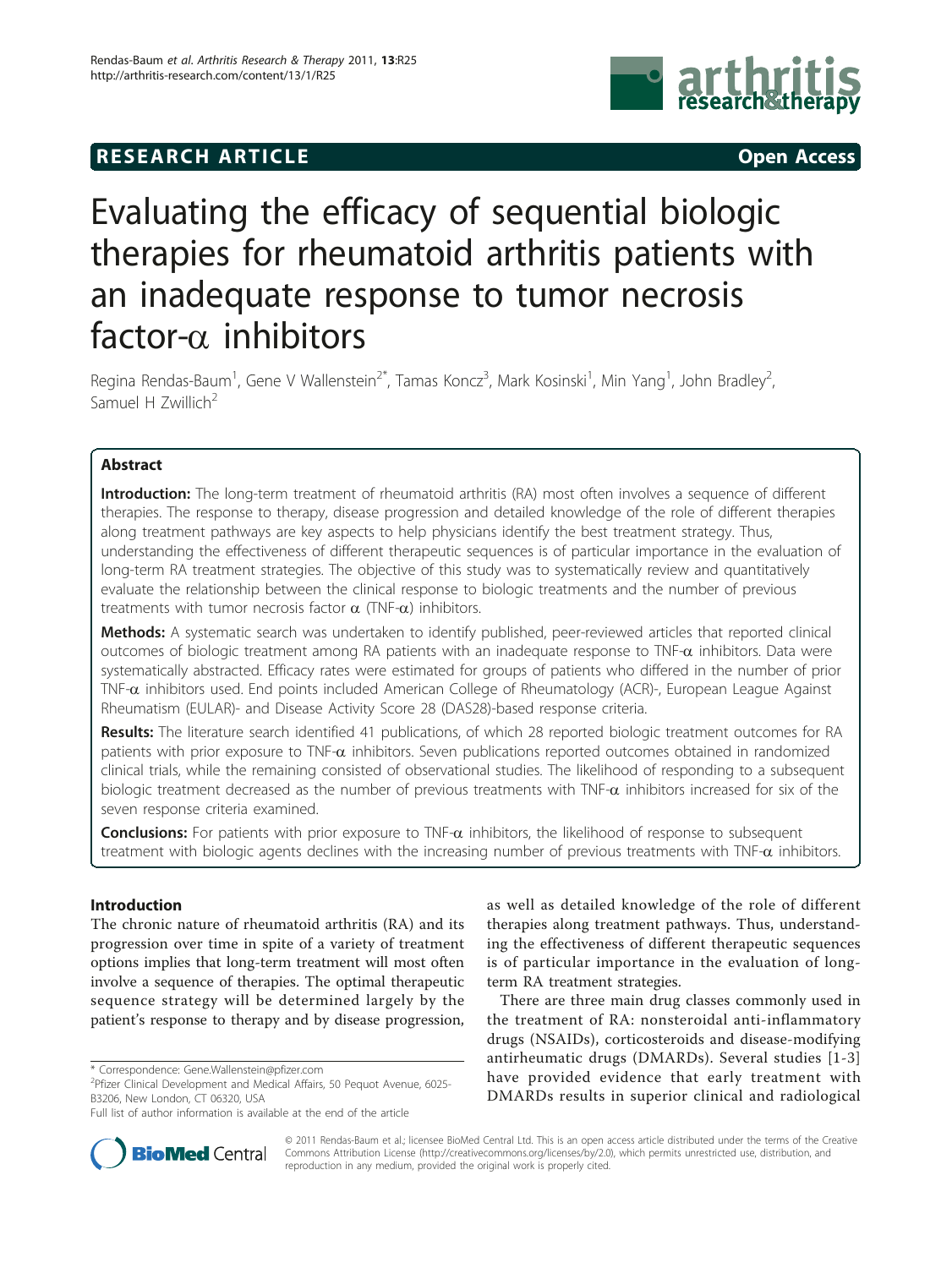**RESEARCH ARTICLE** **Open Access**

# Evaluating the efficacy of sequential biologic therapies for rheumatoid arthritis patients with an inadequate response to tumor necrosis factor-α inhibitors

Regina Rendas-Baum[1], Gene V Wallenstein[2*], Tamas Koncz[3], Mark Kosinski[1], Min Yang[1], John Bradley[2], Samuel H Zwillich[2]

## Abstract

**Introduction:** The long-term treatment of rheumatoid arthritis (RA) most often involves a sequence of different therapies. The response to therapy, disease progression and detailed knowledge of the role of different therapies along treatment pathways are key aspects to help physicians identify the best treatment strategy. Thus, understanding the effectiveness of different therapeutic sequences is of particular importance in the evaluation of long-term RA treatment strategies. The objective of this study was to systematically review and quantitatively evaluate the relationship between the clinical response to biologic treatments and the number of previous treatments with tumor necrosis factor α (TNF-α) inhibitors.

**Methods:** A systematic search was undertaken to identify published, peer-reviewed articles that reported clinical outcomes of biologic treatment among RA patients with an inadequate response to TNF-α inhibitors. Data were systematically abstracted. Efficacy rates were estimated for groups of patients who differed in the number of prior TNF-α inhibitors used. End points included American College of Rheumatology (ACR)-, European League Against Rheumatism (EULAR)- and Disease Activity Score 28 (DAS28)-based response criteria.

**Results:** The literature search identified 41 publications, of which 28 reported biologic treatment outcomes for RA patients with prior exposure to TNF-α inhibitors. Seven publications reported outcomes obtained in randomized clinical trials, while the remaining consisted of observational studies. The likelihood of responding to a subsequent biologic treatment decreased as the number of previous treatments with TNF-α inhibitors increased for six of the seven response criteria examined.

**Conclusions:** For patients with prior exposure to TNF-α inhibitors, the likelihood of response to subsequent treatment with biologic agents declines with the increasing number of previous treatments with TNF-α inhibitors.

## Introduction

The chronic nature of rheumatoid arthritis (RA) and its progression over time in spite of a variety of treatment options implies that long-term treatment will most often involve a sequence of therapies. The optimal therapeutic sequence strategy will be determined largely by the patient's response to therapy and by disease progression, as well as detailed knowledge of the role of different therapies along treatment pathways. Thus, understanding the effectiveness of different therapeutic sequences is of particular importance in the evaluation of long-term RA treatment strategies.

There are three main drug classes commonly used in the treatment of RA: nonsteroidal anti-inflammatory drugs (NSAIDs), corticosteroids and disease-modifying antirheumatic drugs (DMARDs). Several studies [1-3] have provided evidence that early treatment with DMARDs results in superior clinical and radiological

\* Correspondence: Gene.Wallenstein@pfizer.com
[2]Pfizer Clinical Development and Medical Affairs, 50 Pequot Avenue, 6025-B3206, New London, CT 06320, USA
Full list of author information is available at the end of the article

© 2011 Rendas-Baum et al.; licensee BioMed Central Ltd. This is an open access article distributed under the terms of the Creative Commons Attribution License (http://creativecommons.org/licenses/by/2.0), which permits unrestricted use, distribution, and reproduction in any medium, provided the original work is properly cited.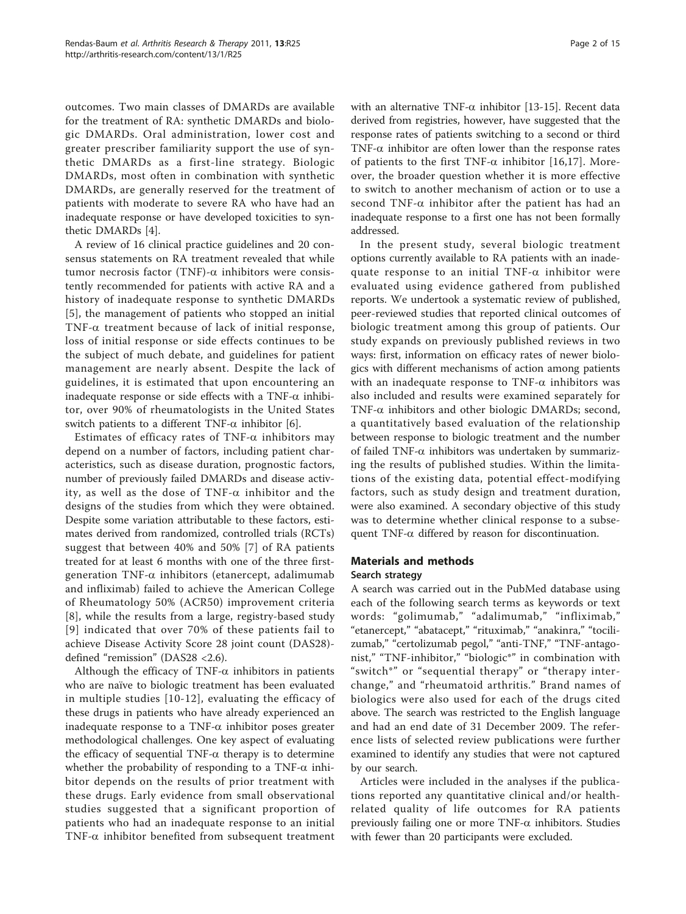outcomes. Two main classes of DMARDs are available for the treatment of RA: synthetic DMARDs and biologic DMARDs. Oral administration, lower cost and greater prescriber familiarity support the use of synthetic DMARDs as a first-line strategy. Biologic DMARDs, most often in combination with synthetic DMARDs, are generally reserved for the treatment of patients with moderate to severe RA who have had an inadequate response or have developed toxicities to synthetic DMARDs [4].

A review of 16 clinical practice guidelines and 20 consensus statements on RA treatment revealed that while tumor necrosis factor (TNF)-α inhibitors were consistently recommended for patients with active RA and a history of inadequate response to synthetic DMARDs [5], the management of patients who stopped an initial TNF-α treatment because of lack of initial response, loss of initial response or side effects continues to be the subject of much debate, and guidelines for patient management are nearly absent. Despite the lack of guidelines, it is estimated that upon encountering an inadequate response or side effects with a TNF-α inhibitor, over 90% of rheumatologists in the United States switch patients to a different TNF-α inhibitor [6].

Estimates of efficacy rates of TNF-α inhibitors may depend on a number of factors, including patient characteristics, such as disease duration, prognostic factors, number of previously failed DMARDs and disease activity, as well as the dose of TNF-α inhibitor and the designs of the studies from which they were obtained. Despite some variation attributable to these factors, estimates derived from randomized, controlled trials (RCTs) suggest that between 40% and 50% [7] of RA patients treated for at least 6 months with one of the three first-generation TNF-α inhibitors (etanercept, adalimumab and infliximab) failed to achieve the American College of Rheumatology 50% (ACR50) improvement criteria [8], while the results from a large, registry-based study [9] indicated that over 70% of these patients fail to achieve Disease Activity Score 28 joint count (DAS28)-defined "remission" (DAS28 <2.6).

Although the efficacy of TNF-α inhibitors in patients who are naïve to biologic treatment has been evaluated in multiple studies [10-12], evaluating the efficacy of these drugs in patients who have already experienced an inadequate response to a TNF-α inhibitor poses greater methodological challenges. One key aspect of evaluating the efficacy of sequential TNF-α therapy is to determine whether the probability of responding to a TNF-α inhibitor depends on the results of prior treatment with these drugs. Early evidence from small observational studies suggested that a significant proportion of patients who had an inadequate response to an initial TNF-α inhibitor benefited from subsequent treatment with an alternative TNF-α inhibitor [13-15]. Recent data derived from registries, however, have suggested that the response rates of patients switching to a second or third TNF-α inhibitor are often lower than the response rates of patients to the first TNF-α inhibitor [16,17]. Moreover, the broader question whether it is more effective to switch to another mechanism of action or to use a second TNF-α inhibitor after the patient has had an inadequate response to a first one has not been formally addressed.

In the present study, several biologic treatment options currently available to RA patients with an inadequate response to an initial TNF-α inhibitor were evaluated using evidence gathered from published reports. We undertook a systematic review of published, peer-reviewed studies that reported clinical outcomes of biologic treatment among this group of patients. Our study expands on previously published reviews in two ways: first, information on efficacy rates of newer biologics with different mechanisms of action among patients with an inadequate response to TNF-α inhibitors was also included and results were examined separately for TNF-α inhibitors and other biologic DMARDs; second, a quantitatively based evaluation of the relationship between response to biologic treatment and the number of failed TNF-α inhibitors was undertaken by summarizing the results of published studies. Within the limitations of the existing data, potential effect-modifying factors, such as study design and treatment duration, were also examined. A secondary objective of this study was to determine whether clinical response to a subsequent TNF-α differed by reason for discontinuation.

## Materials and methods

### Search strategy

A search was carried out in the PubMed database using each of the following search terms as keywords or text words: "golimumab," "adalimumab," "infliximab," "etanercept," "abatacept," "rituximab," "anakinra," "tocilizumab," "certolizumab pegol," "anti-TNF," "TNF-antagonist," "TNF-inhibitor," "biologic*" in combination with "switch*" or "sequential therapy" or "therapy interchange," and "rheumatoid arthritis." Brand names of biologics were also used for each of the drugs cited above. The search was restricted to the English language and had an end date of 31 December 2009. The reference lists of selected review publications were further examined to identify any studies that were not captured by our search.

Articles were included in the analyses if the publications reported any quantitative clinical and/or health-related quality of life outcomes for RA patients previously failing one or more TNF-α inhibitors. Studies with fewer than 20 participants were excluded.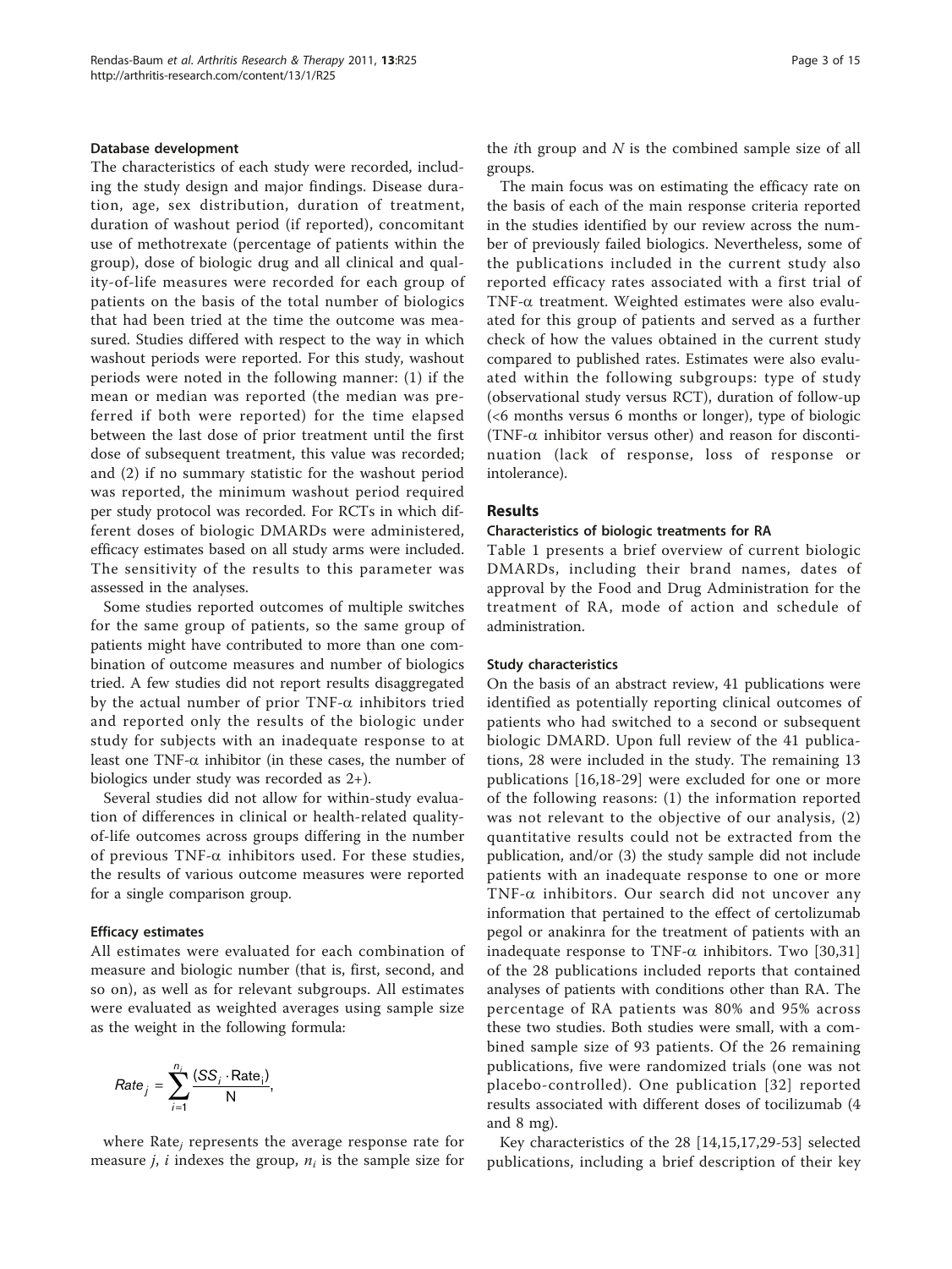### Database development

The characteristics of each study were recorded, including the study design and major findings. Disease duration, age, sex distribution, duration of treatment, duration of washout period (if reported), concomitant use of methotrexate (percentage of patients within the group), dose of biologic drug and all clinical and quality-of-life measures were recorded for each group of patients on the basis of the total number of biologics that had been tried at the time the outcome was measured. Studies differed with respect to the way in which washout periods were reported. For this study, washout periods were noted in the following manner: (1) if the mean or median was reported (the median was preferred if both were reported) for the time elapsed between the last dose of prior treatment until the first dose of subsequent treatment, this value was recorded; and (2) if no summary statistic for the washout period was reported, the minimum washout period required per study protocol was recorded. For RCTs in which different doses of biologic DMARDs were administered, efficacy estimates based on all study arms were included. The sensitivity of the results to this parameter was assessed in the analyses.

Some studies reported outcomes of multiple switches for the same group of patients, so the same group of patients might have contributed to more than one combination of outcome measures and number of biologics tried. A few studies did not report results disaggregated by the actual number of prior TNF-α inhibitors tried and reported only the results of the biologic under study for subjects with an inadequate response to at least one TNF-α inhibitor (in these cases, the number of biologics under study was recorded as 2+).

Several studies did not allow for within-study evaluation of differences in clinical or health-related quality-of-life outcomes across groups differing in the number of previous TNF-α inhibitors used. For these studies, the results of various outcome measures were reported for a single comparison group.

### Efficacy estimates

All estimates were evaluated for each combination of measure and biologic number (that is, first, second, and so on), as well as for relevant subgroups. All estimates were evaluated as weighted averages using sample size as the weight in the following formula:

$$Rate_j = \sum_{i=1}^{n_i} \frac{(SS_i \cdot \mathrm{Rate}_i)}{\mathrm{N}},$$

where $\mathrm{Rate}_j$ represents the average response rate for measure $j$, $i$ indexes the group, $n_i$ is the sample size for the $i$th group and $N$ is the combined sample size of all groups.

The main focus was on estimating the efficacy rate on the basis of each of the main response criteria reported in the studies identified by our review across the number of previously failed biologics. Nevertheless, some of the publications included in the current study also reported efficacy rates associated with a first trial of TNF-α treatment. Weighted estimates were also evaluated for this group of patients and served as a further check of how the values obtained in the current study compared to published rates. Estimates were also evaluated within the following subgroups: type of study (observational study versus RCT), duration of follow-up (<6 months versus 6 months or longer), type of biologic (TNF-α inhibitor versus other) and reason for discontinuation (lack of response, loss of response or intolerance).

## Results

### Characteristics of biologic treatments for RA

Table 1 presents a brief overview of current biologic DMARDs, including their brand names, dates of approval by the Food and Drug Administration for the treatment of RA, mode of action and schedule of administration.

### Study characteristics

On the basis of an abstract review, 41 publications were identified as potentially reporting clinical outcomes of patients who had switched to a second or subsequent biologic DMARD. Upon full review of the 41 publications, 28 were included in the study. The remaining 13 publications [16,18-29] were excluded for one or more of the following reasons: (1) the information reported was not relevant to the objective of our analysis, (2) quantitative results could not be extracted from the publication, and/or (3) the study sample did not include patients with an inadequate response to one or more TNF-α inhibitors. Our search did not uncover any information that pertained to the effect of certolizumab pegol or anakinra for the treatment of patients with an inadequate response to TNF-α inhibitors. Two [30,31] of the 28 publications included reports that contained analyses of patients with conditions other than RA. The percentage of RA patients was 80% and 95% across these two studies. Both studies were small, with a combined sample size of 93 patients. Of the 26 remaining publications, five were randomized trials (one was not placebo-controlled). One publication [32] reported results associated with different doses of tocilizumab (4 and 8 mg).

Key characteristics of the 28 [14,15,17,29-53] selected publications, including a brief description of their key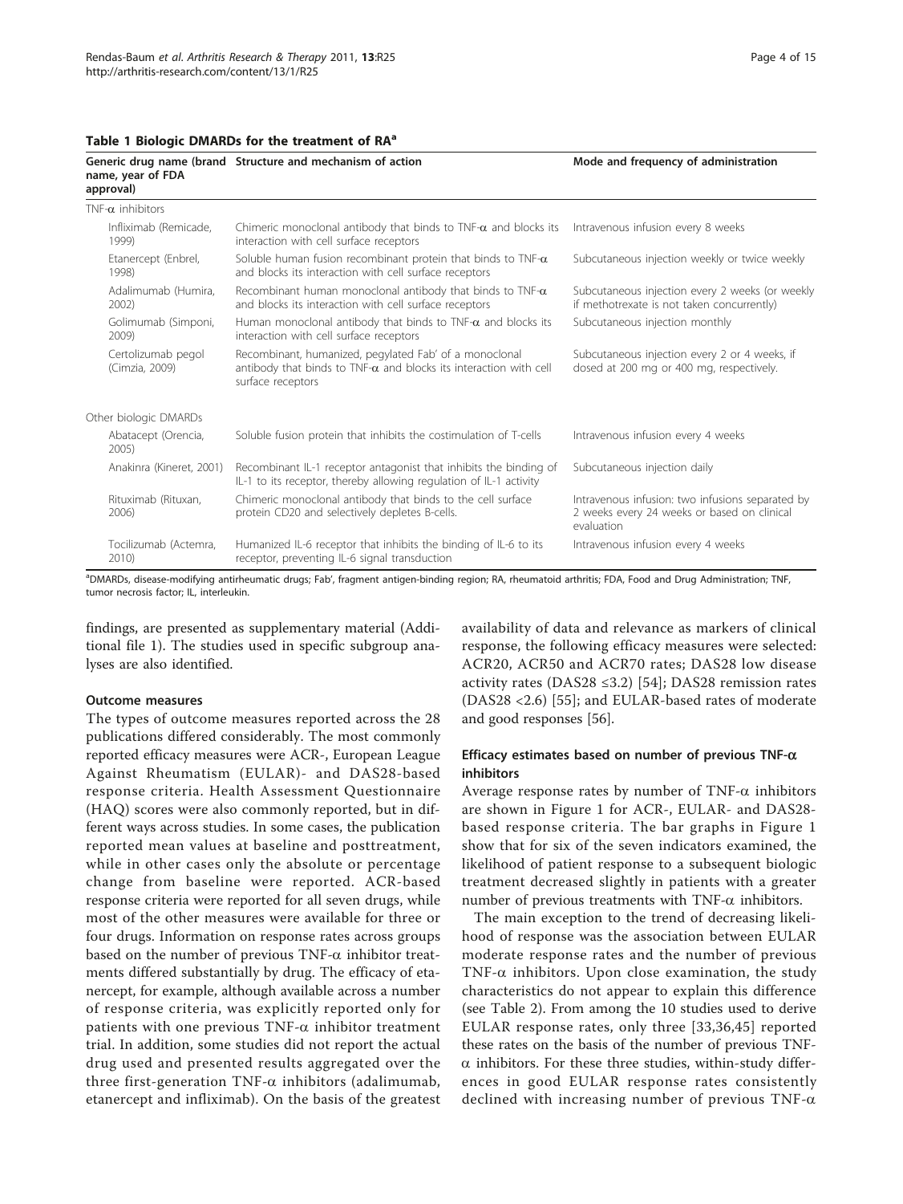**Table 1 Biologic DMARDs for the treatment of RA[a]**

| Generic drug name (brand name, year of FDA approval) | Structure and mechanism of action | Mode and frequency of administration |
|---|---|---|
| TNF-α inhibitors | | |
| Infliximab (Remicade, 1999) | Chimeric monoclonal antibody that binds to TNF-α and blocks its interaction with cell surface receptors | Intravenous infusion every 8 weeks |
| Etanercept (Enbrel, 1998) | Soluble human fusion recombinant protein that binds to TNF-α and blocks its interaction with cell surface receptors | Subcutaneous injection weekly or twice weekly |
| Adalimumab (Humira, 2002) | Recombinant human monoclonal antibody that binds to TNF-α and blocks its interaction with cell surface receptors | Subcutaneous injection every 2 weeks (or weekly if methotrexate is not taken concurrently) |
| Golimumab (Simponi, 2009) | Human monoclonal antibody that binds to TNF-α and blocks its interaction with cell surface receptors | Subcutaneous injection monthly |
| Certolizumab pegol (Cimzia, 2009) | Recombinant, humanized, pegylated Fab' of a monoclonal antibody that binds to TNF-α and blocks its interaction with cell surface receptors | Subcutaneous injection every 2 or 4 weeks, if dosed at 200 mg or 400 mg, respectively. |
| Other biologic DMARDs | | |
| Abatacept (Orencia, 2005) | Soluble fusion protein that inhibits the costimulation of T-cells | Intravenous infusion every 4 weeks |
| Anakinra (Kineret, 2001) | Recombinant IL-1 receptor antagonist that inhibits the binding of IL-1 to its receptor, thereby allowing regulation of IL-1 activity | Subcutaneous injection daily |
| Rituximab (Rituxan, 2006) | Chimeric monoclonal antibody that binds to the cell surface protein CD20 and selectively depletes B-cells. | Intravenous infusion: two infusions separated by 2 weeks every 24 weeks or based on clinical evaluation |
| Tocilizumab (Actemra, 2010) | Humanized IL-6 receptor that inhibits the binding of IL-6 to its receptor, preventing IL-6 signal transduction | Intravenous infusion every 4 weeks |

[a]DMARDs, disease-modifying antirheumatic drugs; Fab', fragment antigen-binding region; RA, rheumatoid arthritis; FDA, Food and Drug Administration; TNF, tumor necrosis factor; IL, interleukin.

findings, are presented as supplementary material (Additional file 1). The studies used in specific subgroup analyses are also identified.

### Outcome measures

The types of outcome measures reported across the 28 publications differed considerably. The most commonly reported efficacy measures were ACR-, European League Against Rheumatism (EULAR)- and DAS28-based response criteria. Health Assessment Questionnaire (HAQ) scores were also commonly reported, but in different ways across studies. In some cases, the publication reported mean values at baseline and posttreatment, while in other cases only the absolute or percentage change from baseline were reported. ACR-based response criteria were reported for all seven drugs, while most of the other measures were available for three or four drugs. Information on response rates across groups based on the number of previous TNF-α inhibitor treatments differed substantially by drug. The efficacy of etanercept, for example, although available across a number of response criteria, was explicitly reported only for patients with one previous TNF-α inhibitor treatment trial. In addition, some studies did not report the actual drug used and presented results aggregated over the three first-generation TNF-α inhibitors (adalimumab, etanercept and infliximab). On the basis of the greatest availability of data and relevance as markers of clinical response, the following efficacy measures were selected: ACR20, ACR50 and ACR70 rates; DAS28 low disease activity rates (DAS28 ≤3.2) [54]; DAS28 remission rates (DAS28 <2.6) [55]; and EULAR-based rates of moderate and good responses [56].

### Efficacy estimates based on number of previous TNF-α inhibitors

Average response rates by number of TNF-α inhibitors are shown in Figure 1 for ACR-, EULAR- and DAS28-based response criteria. The bar graphs in Figure 1 show that for six of the seven indicators examined, the likelihood of patient response to a subsequent biologic treatment decreased slightly in patients with a greater number of previous treatments with TNF-α inhibitors.

The main exception to the trend of decreasing likelihood of response was the association between EULAR moderate response rates and the number of previous TNF-α inhibitors. Upon close examination, the study characteristics do not appear to explain this difference (see Table 2). From among the 10 studies used to derive EULAR response rates, only three [33,36,45] reported these rates on the basis of the number of previous TNF-α inhibitors. For these three studies, within-study differences in good EULAR response rates consistently declined with increasing number of previous TNF-α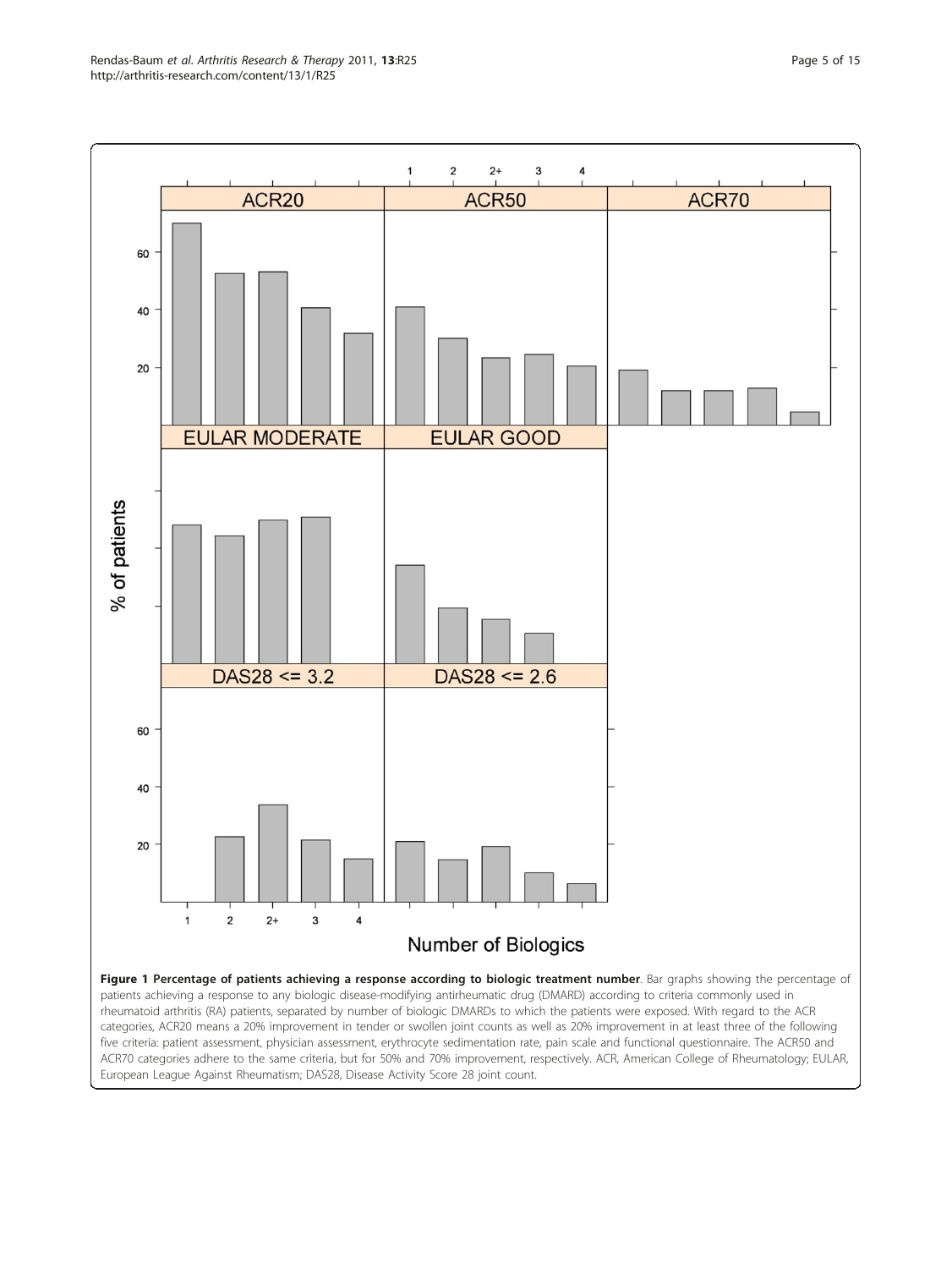**Figure 1 Percentage of patients achieving a response according to biologic treatment number**. Bar graphs showing the percentage of patients achieving a response to any biologic disease-modifying antirheumatic drug (DMARD) according to criteria commonly used in rheumatoid arthritis (RA) patients, separated by number of biologic DMARDs to which the patients were exposed. With regard to the ACR categories, ACR20 means a 20% improvement in tender or swollen joint counts as well as 20% improvement in at least three of the following five criteria: patient assessment, physician assessment, erythrocyte sedimentation rate, pain scale and functional questionnaire. The ACR50 and ACR70 categories adhere to the same criteria, but for 50% and 70% improvement, respectively. ACR, American College of Rheumatology; EULAR, European League Against Rheumatism; DAS28, Disease Activity Score 28 joint count.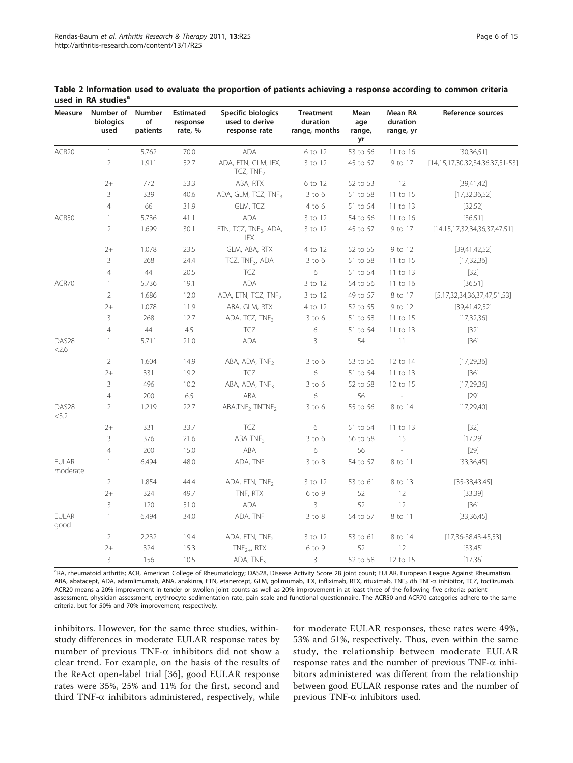**Table 2 Information used to evaluate the proportion of patients achieving a response according to common criteria used in RA studies[a]**

| Measure | Number of biologics used | Number of patients | Estimated response rate, % | Specific biologics used to derive response rate | Treatment duration range, months | Mean age range, yr | Mean RA duration range, yr | Reference sources |
|---|---|---|---|---|---|---|---|---|
| ACR20 | 1 | 5,762 | 70.0 | ADA | 6 to 12 | 53 to 56 | 11 to 16 | [30,36,51] |
| | 2 | 1,911 | 52.7 | ADA, ETN, GLM, IFX, TCZ, $TNF_2$ | 3 to 12 | 45 to 57 | 9 to 17 | [14,15,17,30,32,34,36,37,51-53] |
| | 2+ | 772 | 53.3 | ABA, RTX | 6 to 12 | 52 to 53 | 12 | [39,41,42] |
| | 3 | 339 | 40.6 | ADA, GLM, TCZ, $TNF_3$ | 3 to 6 | 51 to 58 | 11 to 15 | [17,32,36,52] |
| | 4 | 66 | 31.9 | GLM, TCZ | 4 to 6 | 51 to 54 | 11 to 13 | [32,52] |
| ACR50 | 1 | 5,736 | 41.1 | ADA | 3 to 12 | 54 to 56 | 11 to 16 | [36,51] |
| | 2 | 1,699 | 30.1 | ETN, TCZ, $TNF_2$, ADA, IFX | 3 to 12 | 45 to 57 | 9 to 17 | [14,15,17,32,34,36,37,47,51] |
| | 2+ | 1,078 | 23.5 | GLM, ABA, RTX | 4 to 12 | 52 to 55 | 9 to 12 | [39,41,42,52] |
| | 3 | 268 | 24.4 | TCZ, $TNF_3$, ADA | 3 to 6 | 51 to 58 | 11 to 15 | [17,32,36] |
| | 4 | 44 | 20.5 | TCZ | 6 | 51 to 54 | 11 to 13 | [32] |
| ACR70 | 1 | 5,736 | 19.1 | ADA | 3 to 12 | 54 to 56 | 11 to 16 | [36,51] |
| | 2 | 1,686 | 12.0 | ADA, ETN, TCZ, $TNF_2$ | 3 to 12 | 49 to 57 | 8 to 17 | [5,17,32,34,36,37,47,51,53] |
| | 2+ | 1,078 | 11.9 | ABA, GLM, RTX | 4 to 12 | 52 to 55 | 9 to 12 | [39,41,42,52] |
| | 3 | 268 | 12.7 | ADA, TCZ, $TNF_3$ | 3 to 6 | 51 to 58 | 11 to 15 | [17,32,36] |
| | 4 | 44 | 4.5 | TCZ | 6 | 51 to 54 | 11 to 13 | [32] |
| DAS28 <2.6 | 1 | 5,711 | 21.0 | ADA | 3 | 54 | 11 | [36] |
| | 2 | 1,604 | 14.9 | ABA, ADA, $TNF_2$ | 3 to 6 | 53 to 56 | 12 to 14 | [17,29,36] |
| | 2+ | 331 | 19.2 | TCZ | 6 | 51 to 54 | 11 to 13 | [36] |
| | 3 | 496 | 10.2 | ABA, ADA, $TNF_3$ | 3 to 6 | 52 to 58 | 12 to 15 | [17,29,36] |
| | 4 | 200 | 6.5 | ABA | 6 | 56 | - | [29] |
| DAS28 <3.2 | 2 | 1,219 | 22.7 | ABA,$TNF_2$ TNTNF$_2$ | 3 to 6 | 55 to 56 | 8 to 14 | [17,29,40] |
| | 2+ | 331 | 33.7 | TCZ | 6 | 51 to 54 | 11 to 13 | [32] |
| | 3 | 376 | 21.6 | ABA $TNF_3$ | 3 to 6 | 56 to 58 | 15 | [17,29] |
| | 4 | 200 | 15.0 | ABA | 6 | 56 | - | [29] |
| EULAR moderate | 1 | 6,494 | 48.0 | ADA, TNF | 3 to 8 | 54 to 57 | 8 to 11 | [33,36,45] |
| | 2 | 1,854 | 44.4 | ADA, ETN, $TNF_2$ | 3 to 12 | 53 to 61 | 8 to 13 | [35-38,43,45] |
| | 2+ | 324 | 49.7 | TNF, RTX | 6 to 9 | 52 | 12 | [33,39] |
| | 3 | 120 | 51.0 | ADA | 3 | 52 | 12 | [36] |
| EULAR good | 1 | 6,494 | 34.0 | ADA, TNF | 3 to 8 | 54 to 57 | 8 to 11 | [33,36,45] |
| | 2 | 2,232 | 19.4 | ADA, ETN, $TNF_2$ | 3 to 12 | 53 to 61 | 8 to 14 | [17,36-38,43-45,53] |
| | 2+ | 324 | 15.3 | $TNF_{2+}$, RTX | 6 to 9 | 52 | 12 | [33,45] |
| | 3 | 156 | 10.5 | ADA, $TNF_3$ | 3 | 52 to 58 | 12 to 15 | [17,36] |

[a]RA, rheumatoid arthritis; ACR, American College of Rheumatology; DAS28, Disease Activity Score 28 joint count; EULAR, European League Against Rheumatism. ABA, abatacept, ADA, adamlimumab, ANA, anakinra, ETN, etanercept, GLM, golimumab, IFX, infliximab, RTX, rituximab, $TNF_i$, ith TNF-α inhibitor, TCZ, tocilizumab. ACR20 means a 20% improvement in tender or swollen joint counts as well as 20% improvement in at least three of the following five criteria: patient assessment, physician assessment, erythrocyte sedimentation rate, pain scale and functional questionnaire. The ACR50 and ACR70 categories adhere to the same criteria, but for 50% and 70% improvement, respectively.

inhibitors. However, for the same three studies, within-study differences in moderate EULAR response rates by number of previous TNF-α inhibitors did not show a clear trend. For example, on the basis of the results of the ReAct open-label trial [36], good EULAR response rates were 35%, 25% and 11% for the first, second and third TNF-α inhibitors administered, respectively, while for moderate EULAR responses, these rates were 49%, 53% and 51%, respectively. Thus, even within the same study, the relationship between moderate EULAR response rates and the number of previous TNF-α inhibitors administered was different from the relationship between good EULAR response rates and the number of previous TNF-α inhibitors used.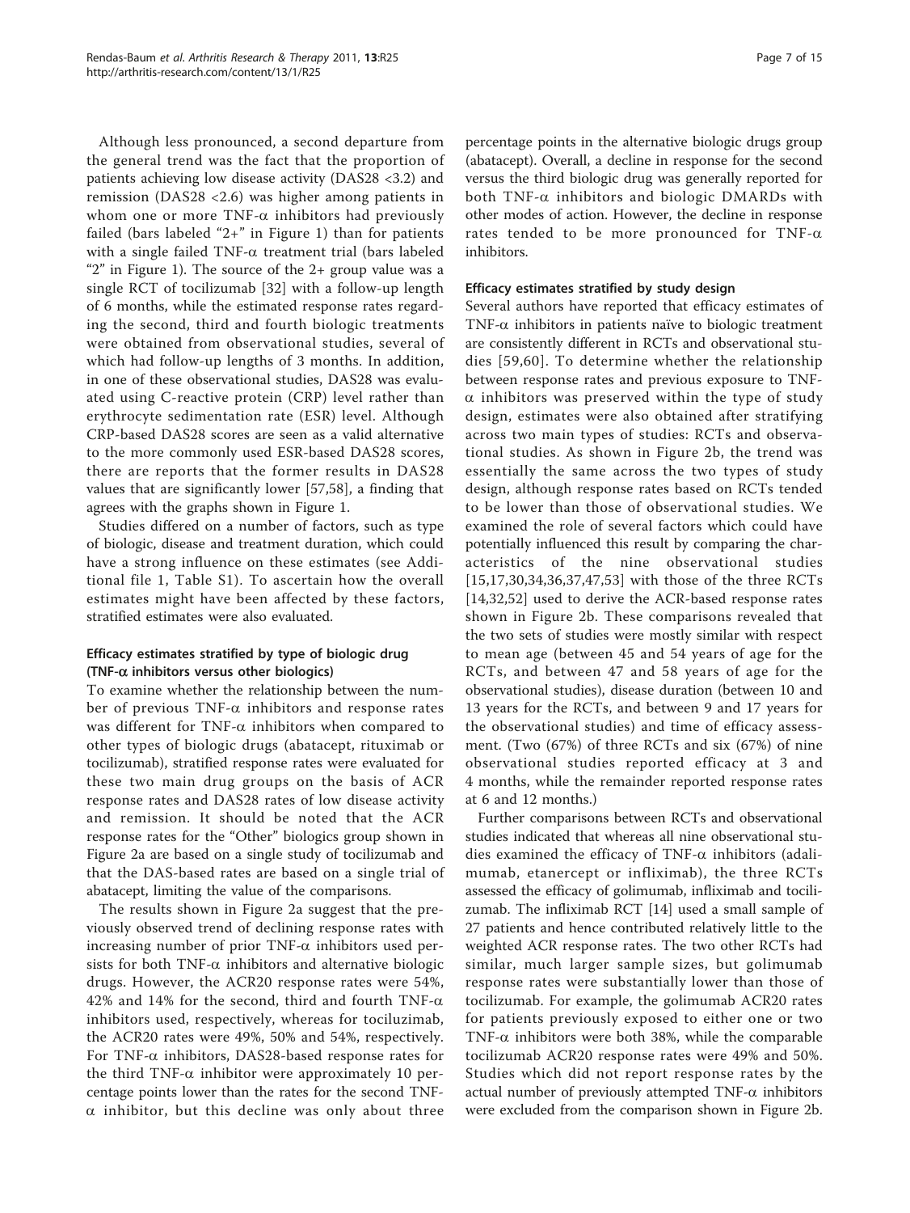Although less pronounced, a second departure from the general trend was the fact that the proportion of patients achieving low disease activity (DAS28 <3.2) and remission (DAS28 <2.6) was higher among patients in whom one or more TNF-α inhibitors had previously failed (bars labeled "2+" in Figure 1) than for patients with a single failed TNF-α treatment trial (bars labeled "2" in Figure 1). The source of the 2+ group value was a single RCT of tocilizumab [32] with a follow-up length of 6 months, while the estimated response rates regarding the second, third and fourth biologic treatments were obtained from observational studies, several of which had follow-up lengths of 3 months. In addition, in one of these observational studies, DAS28 was evaluated using C-reactive protein (CRP) level rather than erythrocyte sedimentation rate (ESR) level. Although CRP-based DAS28 scores are seen as a valid alternative to the more commonly used ESR-based DAS28 scores, there are reports that the former results in DAS28 values that are significantly lower [57,58], a finding that agrees with the graphs shown in Figure 1.

Studies differed on a number of factors, such as type of biologic, disease and treatment duration, which could have a strong influence on these estimates (see Additional file 1, Table S1). To ascertain how the overall estimates might have been affected by these factors, stratified estimates were also evaluated.

#### Efficacy estimates stratified by type of biologic drug (TNF-α inhibitors versus other biologics)

To examine whether the relationship between the number of previous TNF-α inhibitors and response rates was different for TNF-α inhibitors when compared to other types of biologic drugs (abatacept, rituximab or tocilizumab), stratified response rates were evaluated for these two main drug groups on the basis of ACR response rates and DAS28 rates of low disease activity and remission. It should be noted that the ACR response rates for the "Other" biologics group shown in Figure 2a are based on a single study of tocilizumab and that the DAS-based rates are based on a single trial of abatacept, limiting the value of the comparisons.

The results shown in Figure 2a suggest that the previously observed trend of declining response rates with increasing number of prior TNF-α inhibitors used persists for both TNF-α inhibitors and alternative biologic drugs. However, the ACR20 response rates were 54%, 42% and 14% for the second, third and fourth TNF-α inhibitors used, respectively, whereas for tociluzimab, the ACR20 rates were 49%, 50% and 54%, respectively. For TNF-α inhibitors, DAS28-based response rates for the third TNF-α inhibitor were approximately 10 percentage points lower than the rates for the second TNF-α inhibitor, but this decline was only about three percentage points in the alternative biologic drugs group (abatacept). Overall, a decline in response for the second versus the third biologic drug was generally reported for both TNF-α inhibitors and biologic DMARDs with other modes of action. However, the decline in response rates tended to be more pronounced for TNF-α inhibitors.

#### Efficacy estimates stratified by study design

Several authors have reported that efficacy estimates of TNF-α inhibitors in patients naïve to biologic treatment are consistently different in RCTs and observational studies [59,60]. To determine whether the relationship between response rates and previous exposure to TNF-α inhibitors was preserved within the type of study design, estimates were also obtained after stratifying across two main types of studies: RCTs and observational studies. As shown in Figure 2b, the trend was essentially the same across the two types of study design, although response rates based on RCTs tended to be lower than those of observational studies. We examined the role of several factors which could have potentially influenced this result by comparing the characteristics of the nine observational studies [15,17,30,34,36,37,47,53] with those of the three RCTs [14,32,52] used to derive the ACR-based response rates shown in Figure 2b. These comparisons revealed that the two sets of studies were mostly similar with respect to mean age (between 45 and 54 years of age for the RCTs, and between 47 and 58 years of age for the observational studies), disease duration (between 10 and 13 years for the RCTs, and between 9 and 17 years for the observational studies) and time of efficacy assessment. (Two (67%) of three RCTs and six (67%) of nine observational studies reported efficacy at 3 and 4 months, while the remainder reported response rates at 6 and 12 months.)

Further comparisons between RCTs and observational studies indicated that whereas all nine observational studies examined the efficacy of TNF-α inhibitors (adalimumab, etanercept or infliximab), the three RCTs assessed the efficacy of golimumab, infliximab and tocilizumab. The infliximab RCT [14] used a small sample of 27 patients and hence contributed relatively little to the weighted ACR response rates. The two other RCTs had similar, much larger sample sizes, but golimumab response rates were substantially lower than those of tocilizumab. For example, the golimumab ACR20 rates for patients previously exposed to either one or two TNF-α inhibitors were both 38%, while the comparable tocilizumab ACR20 response rates were 49% and 50%. Studies which did not report response rates by the actual number of previously attempted TNF-α inhibitors were excluded from the comparison shown in Figure 2b.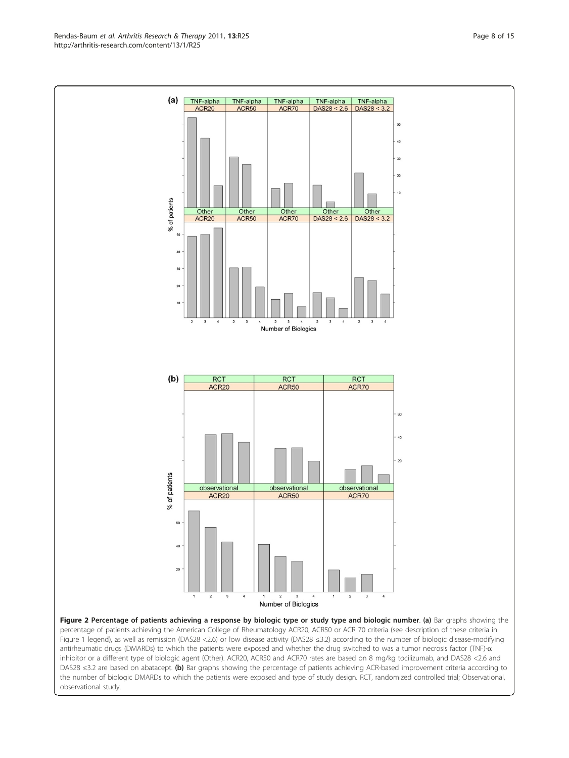**Figure 2 Percentage of patients achieving a response by biologic type or study type and biologic number**. **(a)** Bar graphs showing the percentage of patients achieving the American College of Rheumatology ACR20, ACR50 or ACR 70 criteria (see description of these criteria in Figure 1 legend), as well as remission (DAS28 <2.6) or low disease activity (DAS28 ≤3.2) according to the number of biologic disease-modifying antirheumatic drugs (DMARDs) to which the patients were exposed and whether the drug switched to was a tumor necrosis factor (TNF)-α inhibitor or a different type of biologic agent (Other). ACR20, ACR50 and ACR70 rates are based on 8 mg/kg tocilizumab, and DAS28 <2.6 and DAS28 ≤3.2 are based on abatacept. **(b)** Bar graphs showing the percentage of patients achieving ACR-based improvement criteria according to the number of biologic DMARDs to which the patients were exposed and type of study design. RCT, randomized controlled trial; Observational, observational study.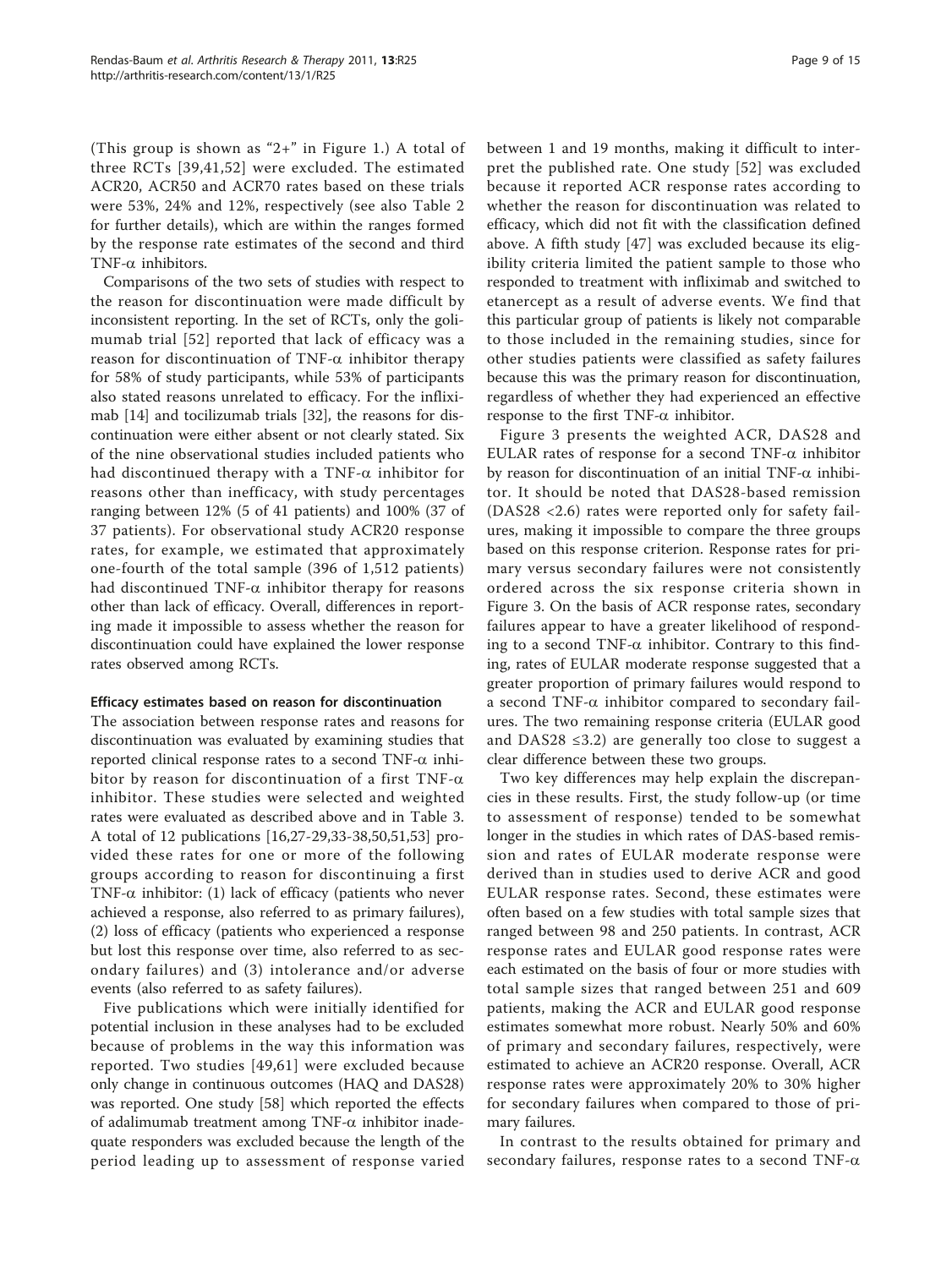(This group is shown as "2+" in Figure 1.) A total of three RCTs [39,41,52] were excluded. The estimated ACR20, ACR50 and ACR70 rates based on these trials were 53%, 24% and 12%, respectively (see also Table 2 for further details), which are within the ranges formed by the response rate estimates of the second and third TNF-α inhibitors.

Comparisons of the two sets of studies with respect to the reason for discontinuation were made difficult by inconsistent reporting. In the set of RCTs, only the golimumab trial [52] reported that lack of efficacy was a reason for discontinuation of TNF-α inhibitor therapy for 58% of study participants, while 53% of participants also stated reasons unrelated to efficacy. For the infliximab [14] and tocilizumab trials [32], the reasons for discontinuation were either absent or not clearly stated. Six of the nine observational studies included patients who had discontinued therapy with a TNF-α inhibitor for reasons other than inefficacy, with study percentages ranging between 12% (5 of 41 patients) and 100% (37 of 37 patients). For observational study ACR20 response rates, for example, we estimated that approximately one-fourth of the total sample (396 of 1,512 patients) had discontinued TNF-α inhibitor therapy for reasons other than lack of efficacy. Overall, differences in reporting made it impossible to assess whether the reason for discontinuation could have explained the lower response rates observed among RCTs.

#### Efficacy estimates based on reason for discontinuation

The association between response rates and reasons for discontinuation was evaluated by examining studies that reported clinical response rates to a second TNF-α inhibitor by reason for discontinuation of a first TNF-α inhibitor. These studies were selected and weighted rates were evaluated as described above and in Table 3. A total of 12 publications [16,27-29,33-38,50,51,53] provided these rates for one or more of the following groups according to reason for discontinuing a first TNF-α inhibitor: (1) lack of efficacy (patients who never achieved a response, also referred to as primary failures), (2) loss of efficacy (patients who experienced a response but lost this response over time, also referred to as secondary failures) and (3) intolerance and/or adverse events (also referred to as safety failures).

Five publications which were initially identified for potential inclusion in these analyses had to be excluded because of problems in the way this information was reported. Two studies [49,61] were excluded because only change in continuous outcomes (HAQ and DAS28) was reported. One study [58] which reported the effects of adalimumab treatment among TNF-α inhibitor inadequate responders was excluded because the length of the period leading up to assessment of response varied between 1 and 19 months, making it difficult to interpret the published rate. One study [52] was excluded because it reported ACR response rates according to whether the reason for discontinuation was related to efficacy, which did not fit with the classification defined above. A fifth study [47] was excluded because its eligibility criteria limited the patient sample to those who responded to treatment with infliximab and switched to etanercept as a result of adverse events. We find that this particular group of patients is likely not comparable to those included in the remaining studies, since for other studies patients were classified as safety failures because this was the primary reason for discontinuation, regardless of whether they had experienced an effective response to the first TNF-α inhibitor.

Figure 3 presents the weighted ACR, DAS28 and EULAR rates of response for a second TNF-α inhibitor by reason for discontinuation of an initial TNF-α inhibitor. It should be noted that DAS28-based remission (DAS28 <2.6) rates were reported only for safety failures, making it impossible to compare the three groups based on this response criterion. Response rates for primary versus secondary failures were not consistently ordered across the six response criteria shown in Figure 3. On the basis of ACR response rates, secondary failures appear to have a greater likelihood of responding to a second TNF-α inhibitor. Contrary to this finding, rates of EULAR moderate response suggested that a greater proportion of primary failures would respond to a second TNF-α inhibitor compared to secondary failures. The two remaining response criteria (EULAR good and DAS28 ≤3.2) are generally too close to suggest a clear difference between these two groups.

Two key differences may help explain the discrepancies in these results. First, the study follow-up (or time to assessment of response) tended to be somewhat longer in the studies in which rates of DAS-based remission and rates of EULAR moderate response were derived than in studies used to derive ACR and good EULAR response rates. Second, these estimates were often based on a few studies with total sample sizes that ranged between 98 and 250 patients. In contrast, ACR response rates and EULAR good response rates were each estimated on the basis of four or more studies with total sample sizes that ranged between 251 and 609 patients, making the ACR and EULAR good response estimates somewhat more robust. Nearly 50% and 60% of primary and secondary failures, respectively, were estimated to achieve an ACR20 response. Overall, ACR response rates were approximately 20% to 30% higher for secondary failures when compared to those of primary failures.

In contrast to the results obtained for primary and secondary failures, response rates to a second TNF-α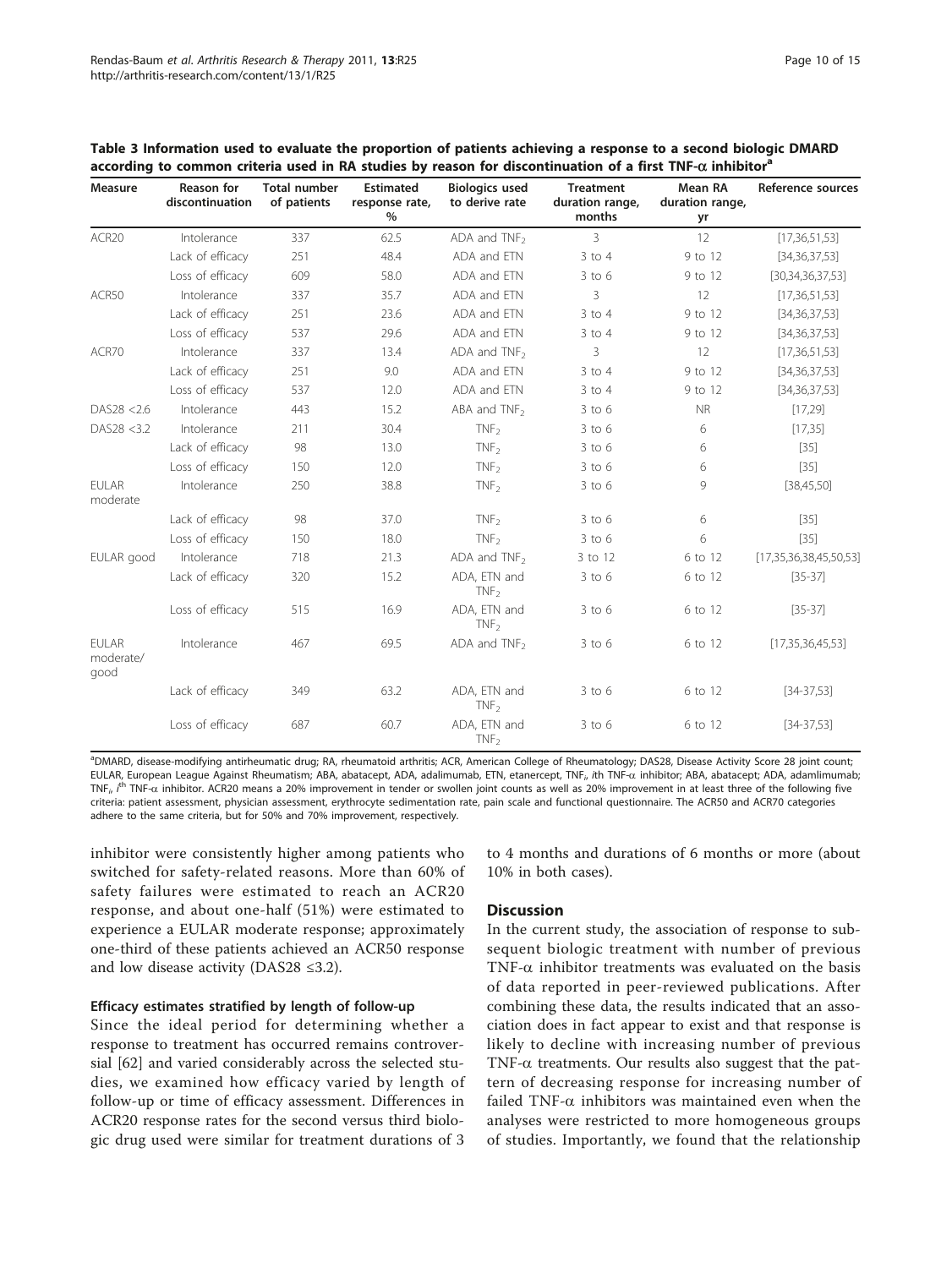**Table 3 Information used to evaluate the proportion of patients achieving a response to a second biologic DMARD according to common criteria used in RA studies by reason for discontinuation of a first TNF-α inhibitor[a]**

| Measure | Reason for discontinuation | Total number of patients | Estimated response rate, % | Biologics used to derive rate | Treatment duration range, months | Mean RA duration range, yr | Reference sources |
|---|---|---|---|---|---|---|---|
| ACR20 | Intolerance | 337 | 62.5 | ADA and $TNF_2$ | 3 | 12 | [17,36,51,53] |
| | Lack of efficacy | 251 | 48.4 | ADA and ETN | 3 to 4 | 9 to 12 | [34,36,37,53] |
| | Loss of efficacy | 609 | 58.0 | ADA and ETN | 3 to 6 | 9 to 12 | [30,34,36,37,53] |
| ACR50 | Intolerance | 337 | 35.7 | ADA and ETN | 3 | 12 | [17,36,51,53] |
| | Lack of efficacy | 251 | 23.6 | ADA and ETN | 3 to 4 | 9 to 12 | [34,36,37,53] |
| | Loss of efficacy | 537 | 29.6 | ADA and ETN | 3 to 4 | 9 to 12 | [34,36,37,53] |
| ACR70 | Intolerance | 337 | 13.4 | ADA and $TNF_2$ | 3 | 12 | [17,36,51,53] |
| | Lack of efficacy | 251 | 9.0 | ADA and ETN | 3 to 4 | 9 to 12 | [34,36,37,53] |
| | Loss of efficacy | 537 | 12.0 | ADA and ETN | 3 to 4 | 9 to 12 | [34,36,37,53] |
| DAS28 <2.6 | Intolerance | 443 | 15.2 | ABA and $TNF_2$ | 3 to 6 | NR | [17,29] |
| DAS28 <3.2 | Intolerance | 211 | 30.4 | $TNF_2$ | 3 to 6 | 6 | [17,35] |
| | Lack of efficacy | 98 | 13.0 | $TNF_2$ | 3 to 6 | 6 | [35] |
| | Loss of efficacy | 150 | 12.0 | $TNF_2$ | 3 to 6 | 6 | [35] |
| EULAR moderate | Intolerance | 250 | 38.8 | $TNF_2$ | 3 to 6 | 9 | [38,45,50] |
| | Lack of efficacy | 98 | 37.0 | $TNF_2$ | 3 to 6 | 6 | [35] |
| | Loss of efficacy | 150 | 18.0 | $TNF_2$ | 3 to 6 | 6 | [35] |
| EULAR good | Intolerance | 718 | 21.3 | ADA and $TNF_2$ | 3 to 12 | 6 to 12 | [17,35,36,38,45,50,53] |
| | Lack of efficacy | 320 | 15.2 | ADA, ETN and $TNF_2$ | 3 to 6 | 6 to 12 | [35-37] |
| | Loss of efficacy | 515 | 16.9 | ADA, ETN and $TNF_2$ | 3 to 6 | 6 to 12 | [35-37] |
| EULAR moderate/good | Intolerance | 467 | 69.5 | ADA and $TNF_2$ | 3 to 6 | 6 to 12 | [17,35,36,45,53] |
| | Lack of efficacy | 349 | 63.2 | ADA, ETN and $TNF_2$ | 3 to 6 | 6 to 12 | [34-37,53] |
| | Loss of efficacy | 687 | 60.7 | ADA, ETN and $TNF_2$ | 3 to 6 | 6 to 12 | [34-37,53] |

[a]DMARD, disease-modifying antirheumatic drug; RA, rheumatoid arthritis; ACR, American College of Rheumatology; DAS28, Disease Activity Score 28 joint count; EULAR, European League Against Rheumatism; ABA, abatacept, ADA, adalimumab, ETN, etanercept, $TNF_i$, ith TNF-α inhibitor; ABA, abatacept; ADA, adamlimumab; $TNF_i$, $i^{th}$ TNF-α inhibitor. ACR20 means a 20% improvement in tender or swollen joint counts as well as 20% improvement in at least three of the following five criteria: patient assessment, physician assessment, erythrocyte sedimentation rate, pain scale and functional questionnaire. The ACR50 and ACR70 categories adhere to the same criteria, but for 50% and 70% improvement, respectively.

inhibitor were consistently higher among patients who switched for safety-related reasons. More than 60% of safety failures were estimated to reach an ACR20 response, and about one-half (51%) were estimated to experience a EULAR moderate response; approximately one-third of these patients achieved an ACR50 response and low disease activity (DAS28 ≤3.2).

#### Efficacy estimates stratified by length of follow-up

Since the ideal period for determining whether a response to treatment has occurred remains controversial [62] and varied considerably across the selected studies, we examined how efficacy varied by length of follow-up or time of efficacy assessment. Differences in ACR20 response rates for the second versus third biologic drug used were similar for treatment durations of 3 to 4 months and durations of 6 months or more (about 10% in both cases).

## Discussion

In the current study, the association of response to subsequent biologic treatment with number of previous TNF-α inhibitor treatments was evaluated on the basis of data reported in peer-reviewed publications. After combining these data, the results indicated that an association does in fact appear to exist and that response is likely to decline with increasing number of previous TNF-α treatments. Our results also suggest that the pattern of decreasing response for increasing number of failed TNF-α inhibitors was maintained even when the analyses were restricted to more homogeneous groups of studies. Importantly, we found that the relationship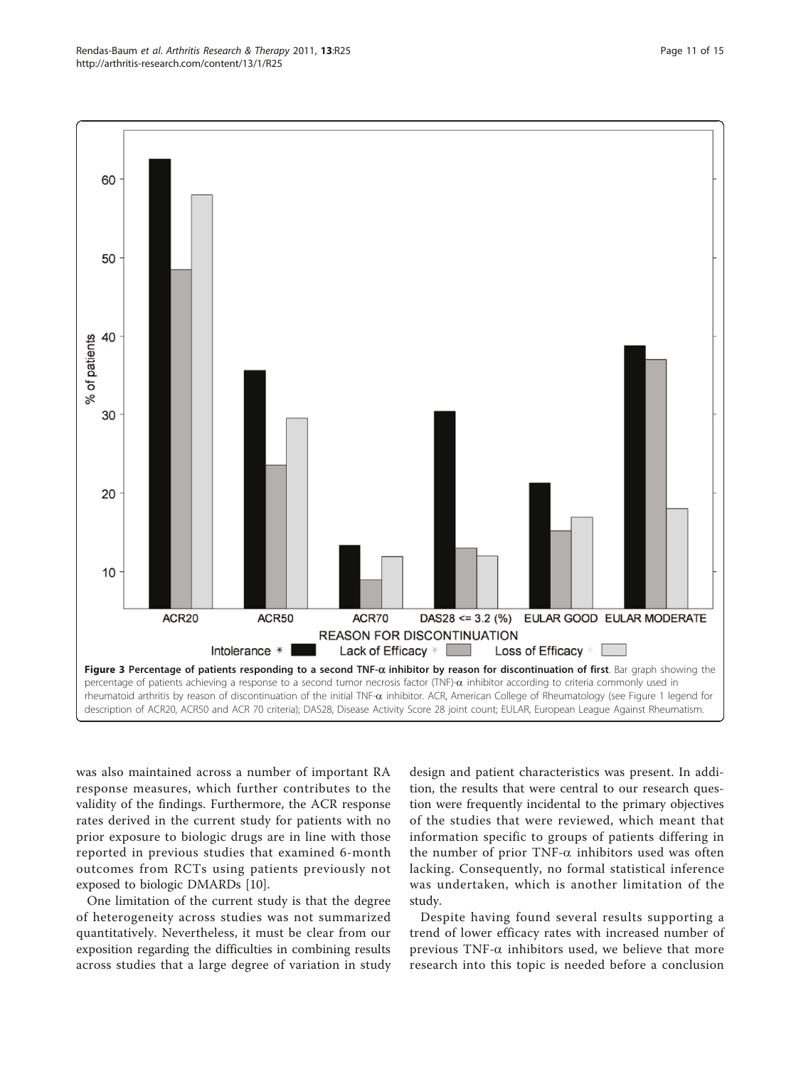**Figure 3 Percentage of patients responding to a second TNF-α inhibitor by reason for discontinuation of first**. Bar graph showing the percentage of patients achieving a response to a second tumor necrosis factor (TNF)-α inhibitor according to criteria commonly used in rheumatoid arthritis by reason of discontinuation of the initial TNF-α inhibitor. ACR, American College of Rheumatology (see Figure 1 legend for description of ACR20, ACR50 and ACR 70 criteria); DAS28, Disease Activity Score 28 joint count; EULAR, European League Against Rheumatism.

was also maintained across a number of important RA response measures, which further contributes to the validity of the findings. Furthermore, the ACR response rates derived in the current study for patients with no prior exposure to biologic drugs are in line with those reported in previous studies that examined 6-month outcomes from RCTs using patients previously not exposed to biologic DMARDs [10].

One limitation of the current study is that the degree of heterogeneity across studies was not summarized quantitatively. Nevertheless, it must be clear from our exposition regarding the difficulties in combining results across studies that a large degree of variation in study design and patient characteristics was present. In addition, the results that were central to our research question were frequently incidental to the primary objectives of the studies that were reviewed, which meant that information specific to groups of patients differing in the number of prior TNF-α inhibitors used was often lacking. Consequently, no formal statistical inference was undertaken, which is another limitation of the study.

Despite having found several results supporting a trend of lower efficacy rates with increased number of previous TNF-α inhibitors used, we believe that more research into this topic is needed before a conclusion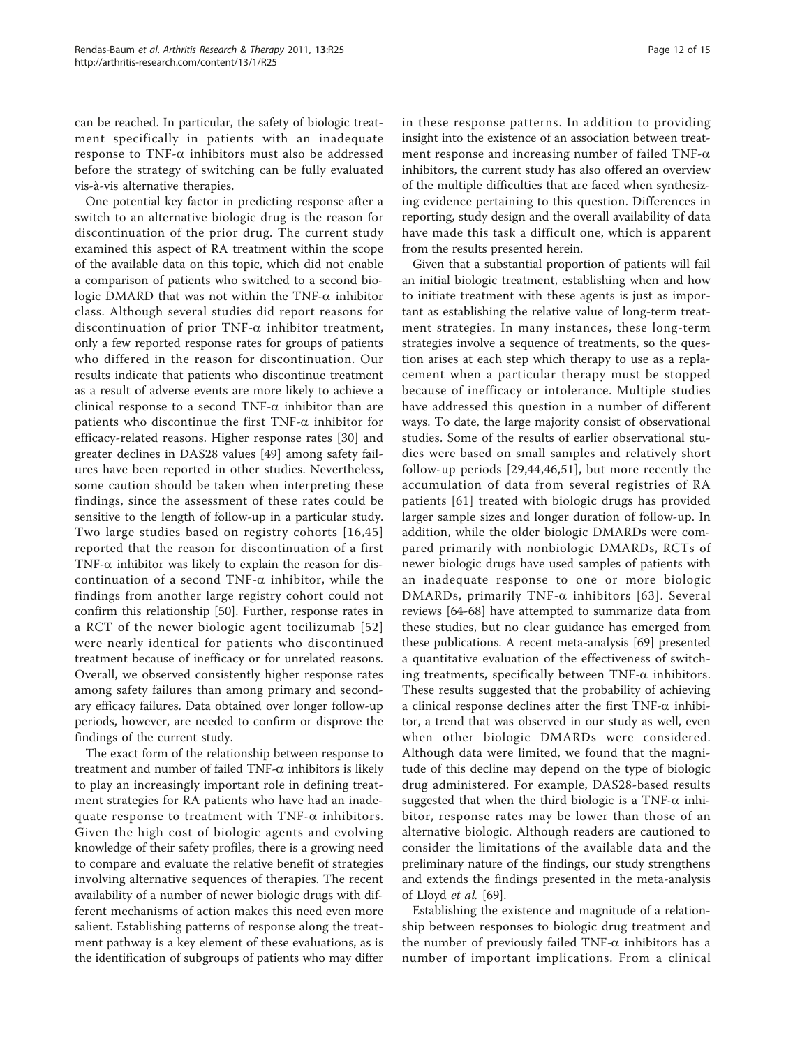can be reached. In particular, the safety of biologic treatment specifically in patients with an inadequate response to TNF-α inhibitors must also be addressed before the strategy of switching can be fully evaluated vis-à-vis alternative therapies.

One potential key factor in predicting response after a switch to an alternative biologic drug is the reason for discontinuation of the prior drug. The current study examined this aspect of RA treatment within the scope of the available data on this topic, which did not enable a comparison of patients who switched to a second biologic DMARD that was not within the TNF-α inhibitor class. Although several studies did report reasons for discontinuation of prior TNF-α inhibitor treatment, only a few reported response rates for groups of patients who differed in the reason for discontinuation. Our results indicate that patients who discontinue treatment as a result of adverse events are more likely to achieve a clinical response to a second TNF-α inhibitor than are patients who discontinue the first TNF-α inhibitor for efficacy-related reasons. Higher response rates [30] and greater declines in DAS28 values [49] among safety failures have been reported in other studies. Nevertheless, some caution should be taken when interpreting these findings, since the assessment of these rates could be sensitive to the length of follow-up in a particular study. Two large studies based on registry cohorts [16,45] reported that the reason for discontinuation of a first TNF-α inhibitor was likely to explain the reason for discontinuation of a second TNF-α inhibitor, while the findings from another large registry cohort could not confirm this relationship [50]. Further, response rates in a RCT of the newer biologic agent tocilizumab [52] were nearly identical for patients who discontinued treatment because of inefficacy or for unrelated reasons. Overall, we observed consistently higher response rates among safety failures than among primary and secondary efficacy failures. Data obtained over longer follow-up periods, however, are needed to confirm or disprove the findings of the current study.

The exact form of the relationship between response to treatment and number of failed TNF-α inhibitors is likely to play an increasingly important role in defining treatment strategies for RA patients who have had an inadequate response to treatment with TNF-α inhibitors. Given the high cost of biologic agents and evolving knowledge of their safety profiles, there is a growing need to compare and evaluate the relative benefit of strategies involving alternative sequences of therapies. The recent availability of a number of newer biologic drugs with different mechanisms of action makes this need even more salient. Establishing patterns of response along the treatment pathway is a key element of these evaluations, as is the identification of subgroups of patients who may differ in these response patterns. In addition to providing insight into the existence of an association between treatment response and increasing number of failed TNF-α inhibitors, the current study has also offered an overview of the multiple difficulties that are faced when synthesizing evidence pertaining to this question. Differences in reporting, study design and the overall availability of data have made this task a difficult one, which is apparent from the results presented herein.

Given that a substantial proportion of patients will fail an initial biologic treatment, establishing when and how to initiate treatment with these agents is just as important as establishing the relative value of long-term treatment strategies. In many instances, these long-term strategies involve a sequence of treatments, so the question arises at each step which therapy to use as a replacement when a particular therapy must be stopped because of inefficacy or intolerance. Multiple studies have addressed this question in a number of different ways. To date, the large majority consist of observational studies. Some of the results of earlier observational studies were based on small samples and relatively short follow-up periods [29,44,46,51], but more recently the accumulation of data from several registries of RA patients [61] treated with biologic drugs has provided larger sample sizes and longer duration of follow-up. In addition, while the older biologic DMARDs were compared primarily with nonbiologic DMARDs, RCTs of newer biologic drugs have used samples of patients with an inadequate response to one or more biologic DMARDs, primarily TNF-α inhibitors [63]. Several reviews [64-68] have attempted to summarize data from these studies, but no clear guidance has emerged from these publications. A recent meta-analysis [69] presented a quantitative evaluation of the effectiveness of switching treatments, specifically between TNF-α inhibitors. These results suggested that the probability of achieving a clinical response declines after the first TNF-α inhibitor, a trend that was observed in our study as well, even when other biologic DMARDs were considered. Although data were limited, we found that the magnitude of this decline may depend on the type of biologic drug administered. For example, DAS28-based results suggested that when the third biologic is a TNF-α inhibitor, response rates may be lower than those of an alternative biologic. Although readers are cautioned to consider the limitations of the available data and the preliminary nature of the findings, our study strengthens and extends the findings presented in the meta-analysis of Lloyd *et al.* [69].

Establishing the existence and magnitude of a relationship between responses to biologic drug treatment and the number of previously failed TNF-α inhibitors has a number of important implications. From a clinical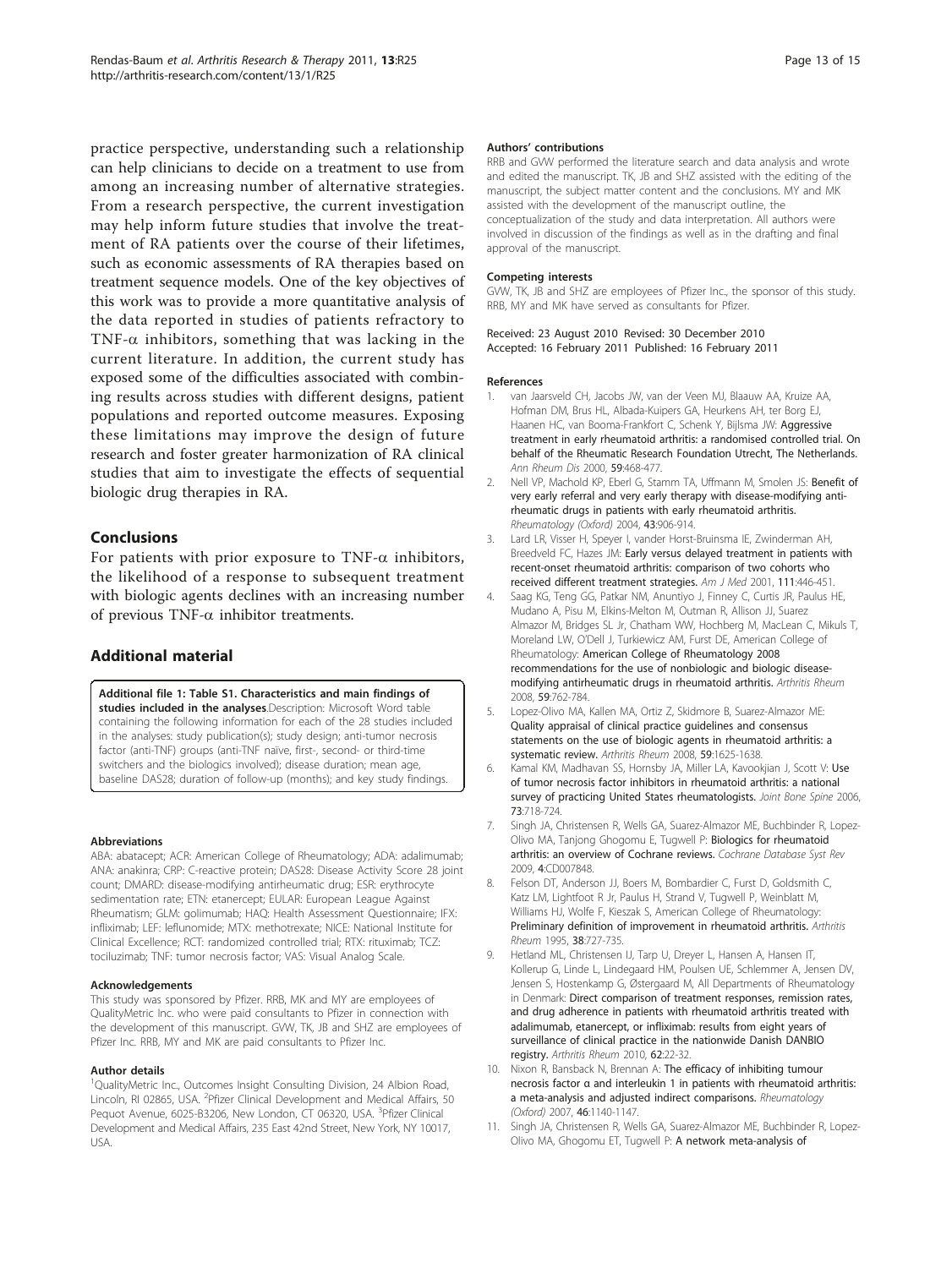practice perspective, understanding such a relationship can help clinicians to decide on a treatment to use from among an increasing number of alternative strategies. From a research perspective, the current investigation may help inform future studies that involve the treatment of RA patients over the course of their lifetimes, such as economic assessments of RA therapies based on treatment sequence models. One of the key objectives of this work was to provide a more quantitative analysis of the data reported in studies of patients refractory to TNF-$\alpha$ inhibitors, something that was lacking in the current literature. In addition, the current study has exposed some of the difficulties associated with combining results across studies with different designs, patient populations and reported outcome measures. Exposing these limitations may improve the design of future research and foster greater harmonization of RA clinical studies that aim to investigate the effects of sequential biologic drug therapies in RA.

## Conclusions

For patients with prior exposure to TNF-$\alpha$ inhibitors, the likelihood of a response to subsequent treatment with biologic agents declines with an increasing number of previous TNF-$\alpha$ inhibitor treatments.

## Additional material

**Additional file 1: Table S1. Characteristics and main findings of studies included in the analyses**.Description: Microsoft Word table containing the following information for each of the 28 studies included in the analyses: study publication(s); study design; anti-tumor necrosis factor (anti-TNF) groups (anti-TNF naïve, first-, second- or third-time switchers and the biologics involved); disease duration; mean age, baseline DAS28; duration of follow-up (months); and key study findings.

#### Abbreviations

ABA: abatacept; ACR: American College of Rheumatology; ADA: adalimumab; ANA: anakinra; CRP: C-reactive protein; DAS28: Disease Activity Score 28 joint count; DMARD: disease-modifying antirheumatic drug; ESR: erythrocyte sedimentation rate; ETN: etanercept; EULAR: European League Against Rheumatism; GLM: golimumab; HAQ: Health Assessment Questionnaire; IFX: infliximab; LEF: leflunomide; MTX: methotrexate; NICE: National Institute for Clinical Excellence; RCT: randomized controlled trial; RTX: rituximab; TCZ: tociluzimab; TNF: tumor necrosis factor; VAS: Visual Analog Scale.

#### Acknowledgements

This study was sponsored by Pfizer. RRB, MK and MY are employees of QualityMetric Inc. who were paid consultants to Pfizer in connection with the development of this manuscript. GVW, TK, JB and SHZ are employees of Pfizer Inc. RRB, MY and MK are paid consultants to Pfizer Inc.

#### Author details

[1]QualityMetric Inc., Outcomes Insight Consulting Division, 24 Albion Road, Lincoln, RI 02865, USA. [2]Pfizer Clinical Development and Medical Affairs, 50 Pequot Avenue, 6025-B3206, New London, CT 06320, USA. [3]Pfizer Clinical Development and Medical Affairs, 235 East 42nd Street, New York, NY 10017, USA.

#### Authors' contributions

RRB and GVW performed the literature search and data analysis and wrote and edited the manuscript. TK, JB and SHZ assisted with the editing of the manuscript, the subject matter content and the conclusions. MY and MK assisted with the development of the manuscript outline, the conceptualization of the study and data interpretation. All authors were involved in discussion of the findings as well as in the drafting and final approval of the manuscript.

#### Competing interests

GVW, TK, JB and SHZ are employees of Pfizer Inc., the sponsor of this study. RRB, MY and MK have served as consultants for Pfizer.

Received: 23 August 2010 Revised: 30 December 2010
Accepted: 16 February 2011 Published: 16 February 2011

#### References

1. van Jaarsveld CH, Jacobs JW, van der Veen MJ, Blaauw AA, Kruize AA, Hofman DM, Brus HL, Albada-Kuipers GA, Heurkens AH, ter Borg EJ, Haanen HC, van Booma-Frankfort C, Schenk Y, Bijlsma JW: **Aggressive treatment in early rheumatoid arthritis: a randomised controlled trial. On behalf of the Rheumatic Research Foundation Utrecht, The Netherlands.** *Ann Rheum Dis* 2000, **59**:468-477.
2. Nell VP, Machold KP, Eberl G, Stamm TA, Uffmann M, Smolen JS: **Benefit of very early referral and very early therapy with disease-modifying anti-rheumatic drugs in patients with early rheumatoid arthritis.** *Rheumatology (Oxford)* 2004, **43**:906-914.
3. Lard LR, Visser H, Speyer I, vander Horst-Bruinsma IE, Zwinderman AH, Breedveld FC, Hazes JM: **Early versus delayed treatment in patients with recent-onset rheumatoid arthritis: comparison of two cohorts who received different treatment strategies.** *Am J Med* 2001, **111**:446-451.
4. Saag KG, Teng GG, Patkar NM, Anuntiyo J, Finney C, Curtis JR, Paulus HE, Mudano A, Pisu M, Elkins-Melton M, Outman R, Allison JJ, Suarez Almazor M, Bridges SL Jr, Chatham WW, Hochberg M, MacLean C, Mikuls T, Moreland LW, O'Dell J, Turkiewicz AM, Furst DE, American College of Rheumatology: **American College of Rheumatology 2008 recommendations for the use of nonbiologic and biologic disease-modifying antirheumatic drugs in rheumatoid arthritis.** *Arthritis Rheum* 2008, **59**:762-784.
5. Lopez-Olivo MA, Kallen MA, Ortiz Z, Skidmore B, Suarez-Almazor ME: **Quality appraisal of clinical practice guidelines and consensus statements on the use of biologic agents in rheumatoid arthritis: a systematic review.** *Arthritis Rheum* 2008, **59**:1625-1638.
6. Kamal KM, Madhavan SS, Hornsby JA, Miller LA, Kavookjian J, Scott V: **Use of tumor necrosis factor inhibitors in rheumatoid arthritis: a national survey of practicing United States rheumatologists.** *Joint Bone Spine* 2006, **73**:718-724.
7. Singh JA, Christensen R, Wells GA, Suarez-Almazor ME, Buchbinder R, Lopez-Olivo MA, Tanjong Ghogomu E, Tugwell P: **Biologics for rheumatoid arthritis: an overview of Cochrane reviews.** *Cochrane Database Syst Rev* 2009, **4**:CD007848.
8. Felson DT, Anderson JJ, Boers M, Bombardier C, Furst D, Goldsmith C, Katz LM, Lightfoot R Jr, Paulus H, Strand V, Tugwell P, Weinblatt M, Williams HJ, Wolfe F, Kieszak S, American College of Rheumatology: **Preliminary definition of improvement in rheumatoid arthritis.** *Arthritis Rheum* 1995, **38**:727-735.
9. Hetland ML, Christensen IJ, Tarp U, Dreyer L, Hansen A, Hansen IT, Kollerup G, Linde L, Lindegaard HM, Poulsen UE, Schlemmer A, Jensen DV, Jensen S, Hostenkamp G, Østergaard M, All Departments of Rheumatology in Denmark: **Direct comparison of treatment responses, remission rates, and drug adherence in patients with rheumatoid arthritis treated with adalimumab, etanercept, or infliximab: results from eight years of surveillance of clinical practice in the nationwide Danish DANBIO registry.** *Arthritis Rheum* 2010, **62**:22-32.
10. Nixon R, Bansback N, Brennan A: **The efficacy of inhibiting tumour necrosis factor α and interleukin 1 in patients with rheumatoid arthritis: a meta-analysis and adjusted indirect comparisons.** *Rheumatology (Oxford)* 2007, **46**:1140-1147.
11. Singh JA, Christensen R, Wells GA, Suarez-Almazor ME, Buchbinder R, Lopez-Olivo MA, Ghogomu ET, Tugwell P: **A network meta-analysis of**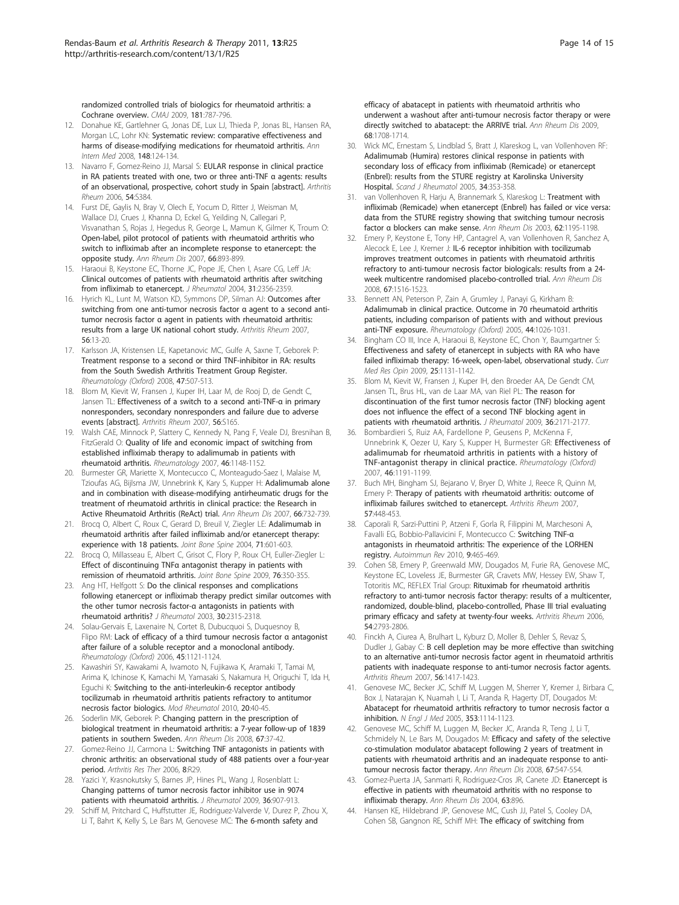randomized controlled trials of biologics for rheumatoid arthritis: a Cochrane overview. *CMAJ* 2009, **181**:787-796.

12. Donahue KE, Gartlehner G, Jonas DE, Lux LJ, Thieda P, Jonas BL, Hansen RA, Morgan LC, Lohr KN: **Systematic review: comparative effectiveness and harms of disease-modifying medications for rheumatoid arthritis.** *Ann Intern Med* 2008, **148**:124-134.
13. Navarro F, Gomez-Reino JJ, Marsal S: **EULAR response in clinical practice in RA patients treated with one, two or three anti-TNF α agents: results of an observational, prospective, cohort study in Spain [abstract].** *Arthritis Rheum* 2006, **54**:S384.
14. Furst DE, Gaylis N, Bray V, Olech E, Yocum D, Ritter J, Weisman M, Wallace DJ, Crues J, Khanna D, Eckel G, Yeilding N, Callegari P, Visvanathan S, Rojas J, Hegedus R, George L, Mamun K, Gilmer K, Troum O: **Open-label, pilot protocol of patients with rheumatoid arthritis who switch to infliximab after an incomplete response to etanercept: the opposite study.** *Ann Rheum Dis* 2007, **66**:893-899.
15. Haraoui B, Keystone EC, Thorne JC, Pope JE, Chen I, Asare CG, Leff JA: **Clinical outcomes of patients with rheumatoid arthritis after switching from infliximab to etanercept.** *J Rheumatol* 2004, **31**:2356-2359.
16. Hyrich KL, Lunt M, Watson KD, Symmons DP, Silman AJ: **Outcomes after switching from one anti-tumor necrosis factor α agent to a second anti-tumor necrosis factor α agent in patients with rheumatoid arthritis: results from a large UK national cohort study.** *Arthritis Rheum* 2007, **56**:13-20.
17. Karlsson JA, Kristensen LE, Kapetanovic MC, Gulfe A, Saxne T, Geborek P: **Treatment response to a second or third TNF-inhibitor in RA: results from the South Swedish Arthritis Treatment Group Register.** *Rheumatology (Oxford)* 2008, **47**:507-513.
18. Blom M, Kievit W, Fransen J, Kuper IH, Laar M, de Rooj D, de Gendt C, Jansen TL: **Effectiveness of a switch to a second anti-TNF-α in primary nonresponders, secondary nonresponders and failure due to adverse events [abstract].** *Arthritis Rheum* 2007, **56**:S165.
19. Walsh CAE, Minnock P, Slattery C, Kennedy N, Pang F, Veale DJ, Bresnihan B, FitzGerald O: **Quality of life and economic impact of switching from established infliximab therapy to adalimumab in patients with rheumatoid arthritis.** *Rheumatology* 2007, **46**:1148-1152.
20. Burmester GR, Mariette X, Montecucco C, Monteagudo-Saez I, Malaise M, Tzioufas AG, Bijlsma JW, Unnebrink K, Kary S, Kupper H: **Adalimumab alone and in combination with disease-modifying antirheumatic drugs for the treatment of rheumatoid arthritis in clinical practice: the Research in Active Rheumatoid Arthritis (ReAct) trial.** *Ann Rheum Dis* 2007, **66**:732-739.
21. Brocq O, Albert C, Roux C, Gerard D, Breuil V, Ziegler LE: **Adalimumab in rheumatoid arthritis after failed infliximab and/or etanercept therapy: experience with 18 patients.** *Joint Bone Spine* 2004, **71**:601-603.
22. Brocq O, Millasseau E, Albert C, Grisot C, Flory P, Roux CH, Euller-Ziegler L: **Effect of discontinuing TNFα antagonist therapy in patients with remission of rheumatoid arthritis.** *Joint Bone Spine* 2009, **76**:350-355.
23. Ang HT, Helfgott S: **Do the clinical responses and complications following etanercept or infliximab therapy predict similar outcomes with the other tumor necrosis factor-α antagonists in patients with rheumatoid arthritis?** *J Rheumatol* 2003, **30**:2315-2318.
24. Solau-Gervais E, Laxenaire N, Cortet B, Dubucquoi S, Duquesnoy B, Flipo RM: **Lack of efficacy of a third tumour necrosis factor α antagonist after failure of a soluble receptor and a monoclonal antibody.** *Rheumatology (Oxford)* 2006, **45**:1121-1124.
25. Kawashiri SY, Kawakami A, Iwamoto N, Fujikawa K, Aramaki T, Tamai M, Arima K, Ichinose K, Kamachi M, Yamasaki S, Nakamura H, Origuchi T, Ida H, Eguchi K: **Switching to the anti-interleukin-6 receptor antibody tocilizumab in rheumatoid arthritis patients refractory to antitumor necrosis factor biologics.** *Mod Rheumatol* 2010, **20**:40-45.
26. Soderlin MK, Geborek P: **Changing pattern in the prescription of biological treatment in rheumatoid arthritis: a 7-year follow-up of 1839 patients in southern Sweden.** *Ann Rheum Dis* 2008, **67**:37-42.
27. Gomez-Reino JJ, Carmona L: **Switching TNF antagonists in patients with chronic arthritis: an observational study of 488 patients over a four-year period.** *Arthritis Res Ther* 2006, **8**:R29.
28. Yazici Y, Krasnokutsky S, Barnes JP, Hines PL, Wang J, Rosenblatt L: **Changing patterns of tumor necrosis factor inhibitor use in 9074 patients with rheumatoid arthritis.** *J Rheumatol* 2009, **36**:907-913.
29. Schiff M, Pritchard C, Huffstutter JE, Rodriguez-Valverde V, Durez P, Zhou X, Li T, Bahrt K, Kelly S, Le Bars M, Genovese MC: **The 6-month safety and efficacy of abatacept in patients with rheumatoid arthritis who underwent a washout after anti-tumour necrosis factor therapy or were directly switched to abatacept: the ARRIVE trial.** *Ann Rheum Dis* 2009, **68**:1708-1714.
30. Wick MC, Ernestam S, Lindblad S, Bratt J, Klareskog L, van Vollenhoven RF: **Adalimumab (Humira) restores clinical response in patients with secondary loss of efficacy from infliximab (Remicade) or etanercept (Enbrel): results from the STURE registry at Karolinska University Hospital.** *Scand J Rheumatol* 2005, **34**:353-358.
31. van Vollenhoven R, Harju A, Brannemark S, Klareskog L: **Treatment with infliximab (Remicade) when etanercept (Enbrel) has failed or vice versa: data from the STURE registry showing that switching tumour necrosis factor α blockers can make sense.** *Ann Rheum Dis* 2003, **62**:1195-1198.
32. Emery P, Keystone E, Tony HP, Cantagrel A, van Vollenhoven R, Sanchez A, Alecock E, Lee J, Kremer J: **IL-6 receptor inhibition with tocilizumab improves treatment outcomes in patients with rheumatoid arthritis refractory to anti-tumour necrosis factor biologicals: results from a 24-week multicentre randomised placebo-controlled trial.** *Ann Rheum Dis* 2008, **67**:1516-1523.
33. Bennett AN, Peterson P, Zain A, Grumley J, Panayi G, Kirkham B: **Adalimumab in clinical practice. Outcome in 70 rheumatoid arthritis patients, including comparison of patients with and without previous anti-TNF exposure.** *Rheumatology (Oxford)* 2005, **44**:1026-1031.
34. Bingham CO III, Ince A, Haraoui B, Keystone EC, Chon Y, Baumgartner S: **Effectiveness and safety of etanercept in subjects with RA who have failed infliximab therapy: 16-week, open-label, observational study.** *Curr Med Res Opin* 2009, **25**:1131-1142.
35. Blom M, Kievit W, Fransen J, Kuper IH, den Broeder AA, De Gendt CM, Jansen TL, Brus HL, van de Laar MA, van Riel PL: **The reason for discontinuation of the first tumor necrosis factor (TNF) blocking agent does not influence the effect of a second TNF blocking agent in patients with rheumatoid arthritis.** *J Rheumatol* 2009, **36**:2171-2177.
36. Bombardieri S, Ruiz AA, Fardellone P, Geusens P, McKenna F, Unnebrink K, Oezer U, Kary S, Kupper H, Burmester GR: **Effectiveness of adalimumab for rheumatoid arthritis in patients with a history of TNF-antagonist therapy in clinical practice.** *Rheumatology (Oxford)* 2007, **46**:1191-1199.
37. Buch MH, Bingham SJ, Bejarano V, Bryer D, White J, Reece R, Quinn M, Emery P: **Therapy of patients with rheumatoid arthritis: outcome of infliximab failures switched to etanercept.** *Arthritis Rheum* 2007, **57**:448-453.
38. Caporali R, Sarzi-Puttini P, Atzeni F, Gorla R, Filippini M, Marchesoni A, Favalli EG, Bobbio-Pallavicini F, Montecucco C: **Switching TNF-α antagonists in rheumatoid arthritis: The experience of the LORHEN registry.** *Autoimmun Rev* 2010, **9**:465-469.
39. Cohen SB, Emery P, Greenwald MW, Dougados M, Furie RA, Genovese MC, Keystone EC, Loveless JE, Burmester GR, Cravets MW, Hessey EW, Shaw T, Totoritis MC, REFLEX Trial Group: **Rituximab for rheumatoid arthritis refractory to anti-tumor necrosis factor therapy: results of a multicenter, randomized, double-blind, placebo-controlled, Phase III trial evaluating primary efficacy and safety at twenty-four weeks.** *Arthritis Rheum* 2006, **54**:2793-2806.
40. Finckh A, Ciurea A, Brulhart L, Kyburz D, Moller B, Dehler S, Revaz S, Dudler J, Gabay C: **B cell depletion may be more effective than switching to an alternative anti-tumor necrosis factor agent in rheumatoid arthritis patients with inadequate response to anti-tumor necrosis factor agents.** *Arthritis Rheum* 2007, **56**:1417-1423.
41. Genovese MC, Becker JC, Schiff M, Luggen M, Sherrer Y, Kremer J, Birbara C, Box J, Natarajan K, Nuamah I, Li T, Aranda R, Hagerty DT, Dougados M: **Abatacept for rheumatoid arthritis refractory to tumor necrosis factor α inhibition.** *N Engl J Med* 2005, **353**:1114-1123.
42. Genovese MC, Schiff M, Luggen M, Becker JC, Aranda R, Teng J, Li T, Schmidely N, Le Bars M, Dougados M: **Efficacy and safety of the selective co-stimulation modulator abatacept following 2 years of treatment in patients with rheumatoid arthritis and an inadequate response to anti-tumour necrosis factor therapy.** *Ann Rheum Dis* 2008, **67**:547-554.
43. Gomez-Puerta JA, Sanmarti R, Rodriguez-Cros JR, Canete JD: **Etanercept is effective in patients with rheumatoid arthritis with no response to infliximab therapy.** *Ann Rheum Dis* 2004, **63**:896.
44. Hansen KE, Hildebrand JP, Genovese MC, Cush JJ, Patel S, Cooley DA, Cohen SB, Gangnon RE, Schiff MH: **The efficacy of switching from**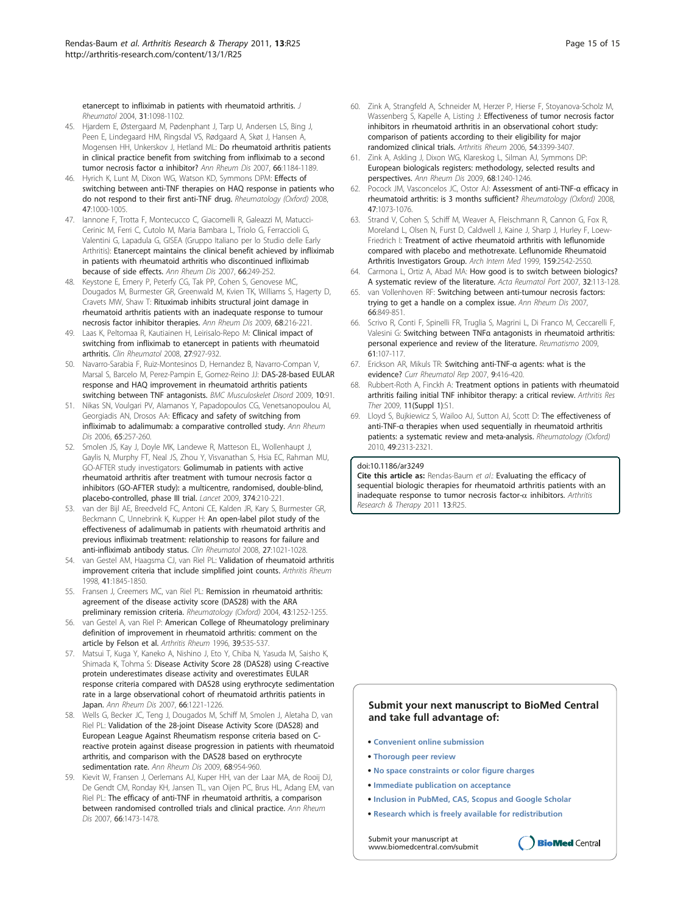etanercept to infliximab in patients with rheumatoid arthritis. *J Rheumatol* 2004, **31**:1098-1102.

45. Hjardem E, Østergaard M, Pødenphant J, Tarp U, Andersen LS, Bing J, Peen E, Lindegaard HM, Ringsdal VS, Rødgaard A, Skøt J, Hansen A, Mogensen HH, Unkerskov J, Hetland ML: **Do rheumatoid arthritis patients in clinical practice benefit from switching from infliximab to a second tumor necrosis factor α inhibitor?** *Ann Rheum Dis* 2007, **66**:1184-1189.
46. Hyrich K, Lunt M, Dixon WG, Watson KD, Symmons DPM: **Effects of switching between anti-TNF therapies on HAQ response in patients who do not respond to their first anti-TNF drug.** *Rheumatology (Oxford)* 2008, **47**:1000-1005.
47. Iannone F, Trotta F, Montecucco C, Giacomelli R, Galeazzi M, Matucci-Cerinic M, Ferri C, Cutolo M, Maria Bambara L, Triolo G, Ferraccioli G, Valentini G, Lapadula G, GISEA (Gruppo Italiano per lo Studio delle Early Arthritis): **Etanercept maintains the clinical benefit achieved by infliximab in patients with rheumatoid arthritis who discontinued infliximab because of side effects.** *Ann Rheum Dis* 2007, **66**:249-252.
48. Keystone E, Emery P, Peterfy CG, Tak PP, Cohen S, Genovese MC, Dougados M, Burmester GR, Greenwald M, Kvien TK, Williams S, Hagerty D, Cravets MW, Shaw T: **Rituximab inhibits structural joint damage in rheumatoid arthritis patients with an inadequate response to tumour necrosis factor inhibitor therapies.** *Ann Rheum Dis* 2009, **68**:216-221.
49. Laas K, Peltomaa R, Kautiainen H, Leirisalo-Repo M: **Clinical impact of switching from infliximab to etanercept in patients with rheumatoid arthritis.** *Clin Rheumatol* 2008, **27**:927-932.
50. Navarro-Sarabia F, Ruiz-Montesinos D, Hernandez B, Navarro-Compan V, Marsal S, Barcelo M, Perez-Pampin E, Gomez-Reino JJ: **DAS-28-based EULAR response and HAQ improvement in rheumatoid arthritis patients switching between TNF antagonists.** *BMC Musculoskelet Disord* 2009, **10**:91.
51. Nikas SN, Voulgari PV, Alamanos Y, Papadopoulos CG, Venetsanopoulou AI, Georgiadis AN, Drosos AA: **Efficacy and safety of switching from infliximab to adalimumab: a comparative controlled study.** *Ann Rheum Dis* 2006, **65**:257-260.
52. Smolen JS, Kay J, Doyle MK, Landewe R, Matteson EL, Wollenhaupt J, Gaylis N, Murphy FT, Neal JS, Zhou Y, Visvanathan S, Hsia EC, Rahman MU, GO-AFTER study investigators: **Golimumab in patients with active rheumatoid arthritis after treatment with tumour necrosis factor α inhibitors (GO-AFTER study): a multicentre, randomised, double-blind, placebo-controlled, phase III trial.** *Lancet* 2009, **374**:210-221.
53. van der Bijl AE, Breedveld FC, Antoni CE, Kalden JR, Kary S, Burmester GR, Beckmann C, Unnebrink K, Kupper H: **An open-label pilot study of the effectiveness of adalimumab in patients with rheumatoid arthritis and previous infliximab treatment: relationship to reasons for failure and anti-infliximab antibody status.** *Clin Rheumatol* 2008, **27**:1021-1028.
54. van Gestel AM, Haagsma CJ, van Riel PL: **Validation of rheumatoid arthritis improvement criteria that include simplified joint counts.** *Arthritis Rheum* 1998, **41**:1845-1850.
55. Fransen J, Creemers MC, van Riel PL: **Remission in rheumatoid arthritis: agreement of the disease activity score (DAS28) with the ARA preliminary remission criteria.** *Rheumatology (Oxford)* 2004, **43**:1252-1255.
56. van Gestel A, van Riel P: **American College of Rheumatology preliminary definition of improvement in rheumatoid arthritis: comment on the article by Felson et al.** *Arthritis Rheum* 1996, **39**:535-537.
57. Matsui T, Kuga Y, Kaneko A, Nishino J, Eto Y, Chiba N, Yasuda M, Saisho K, Shimada K, Tohma S: **Disease Activity Score 28 (DAS28) using C-reactive protein underestimates disease activity and overestimates EULAR response criteria compared with DAS28 using erythrocyte sedimentation rate in a large observational cohort of rheumatoid arthritis patients in Japan.** *Ann Rheum Dis* 2007, **66**:1221-1226.
58. Wells G, Becker JC, Teng J, Dougados M, Schiff M, Smolen J, Aletaha D, van Riel PL: **Validation of the 28-joint Disease Activity Score (DAS28) and European League Against Rheumatism response criteria based on C-reactive protein against disease progression in patients with rheumatoid arthritis, and comparison with the DAS28 based on erythrocyte sedimentation rate.** *Ann Rheum Dis* 2009, **68**:954-960.
59. Kievit W, Fransen J, Oerlemans AJ, Kuper HH, van der Laar MA, de Rooij DJ, De Gendt CM, Ronday KH, Jansen TL, van Oijen PC, Brus HL, Adang EM, van Riel PL: **The efficacy of anti-TNF in rheumatoid arthritis, a comparison between randomised controlled trials and clinical practice.** *Ann Rheum Dis* 2007, **66**:1473-1478.
60. Zink A, Strangfeld A, Schneider M, Herzer P, Hierse F, Stoyanova-Scholz M, Wassenberg S, Kapelle A, Listing J: **Effectiveness of tumor necrosis factor inhibitors in rheumatoid arthritis in an observational cohort study: comparison of patients according to their eligibility for major randomized clinical trials.** *Arthritis Rheum* 2006, **54**:3399-3407.
61. Zink A, Askling J, Dixon WG, Klareskog L, Silman AJ, Symmons DP: **European biologicals registers: methodology, selected results and perspectives.** *Ann Rheum Dis* 2009, **68**:1240-1246.
62. Pocock JM, Vasconcelos JC, Ostor AJ: **Assessment of anti-TNF-α efficacy in rheumatoid arthritis: is 3 months sufficient?** *Rheumatology (Oxford)* 2008, **47**:1073-1076.
63. Strand V, Cohen S, Schiff M, Weaver A, Fleischmann R, Cannon G, Fox R, Moreland L, Olsen N, Furst D, Caldwell J, Kaine J, Sharp J, Hurley F, Loew-Friedrich I: **Treatment of active rheumatoid arthritis with leflunomide compared with placebo and methotrexate. Leflunomide Rheumatoid Arthritis Investigators Group.** *Arch Intern Med* 1999, **159**:2542-2550.
64. Carmona L, Ortiz A, Abad MA: **How good is to switch between biologics? A systematic review of the literature.** *Acta Reumatol Port* 2007, **32**:113-128.
65. van Vollenhoven RF: **Switching between anti-tumour necrosis factors: trying to get a handle on a complex issue.** *Ann Rheum Dis* 2007, **66**:849-851.
66. Scrivo R, Conti F, Spinelli FR, Truglia S, Magrini L, Di Franco M, Ceccarelli F, Valesini G: **Switching between TNFα antagonists in rheumatoid arthritis: personal experience and review of the literature.** *Reumatismo* 2009, **61**:107-117.
67. Erickson AR, Mikuls TR: **Switching anti-TNF-α agents: what is the evidence?** *Curr Rheumatol Rep* 2007, **9**:416-420.
68. Rubbert-Roth A, Finckh A: **Treatment options in patients with rheumatoid arthritis failing initial TNF inhibitor therapy: a critical review.** *Arthritis Res Ther* 2009, **11(Suppl 1)**:S1.
69. Lloyd S, Bujkiewicz S, Wailoo AJ, Sutton AJ, Scott D: **The effectiveness of anti-TNF-α therapies when used sequentially in rheumatoid arthritis patients: a systematic review and meta-analysis.** *Rheumatology (Oxford)* 2010, **49**:2313-2321.

doi:10.1186/ar3249

**Cite this article as:** Rendas-Baum *et al.*: Evaluating the efficacy of sequential biologic therapies for rheumatoid arthritis patients with an inadequate response to tumor necrosis factor-α inhibitors. *Arthritis Research & Therapy* 2011 **13**:R25.

**Submit your next manuscript to BioMed Central and take full advantage of:**

- **Convenient online submission**
- **Thorough peer review**
- **No space constraints or color figure charges**
- **Immediate publication on acceptance**
- **Inclusion in PubMed, CAS, Scopus and Google Scholar**
- **Research which is freely available for redistribution**

Submit your manuscript at www.biomedcentral.com/submit

BioMed Central